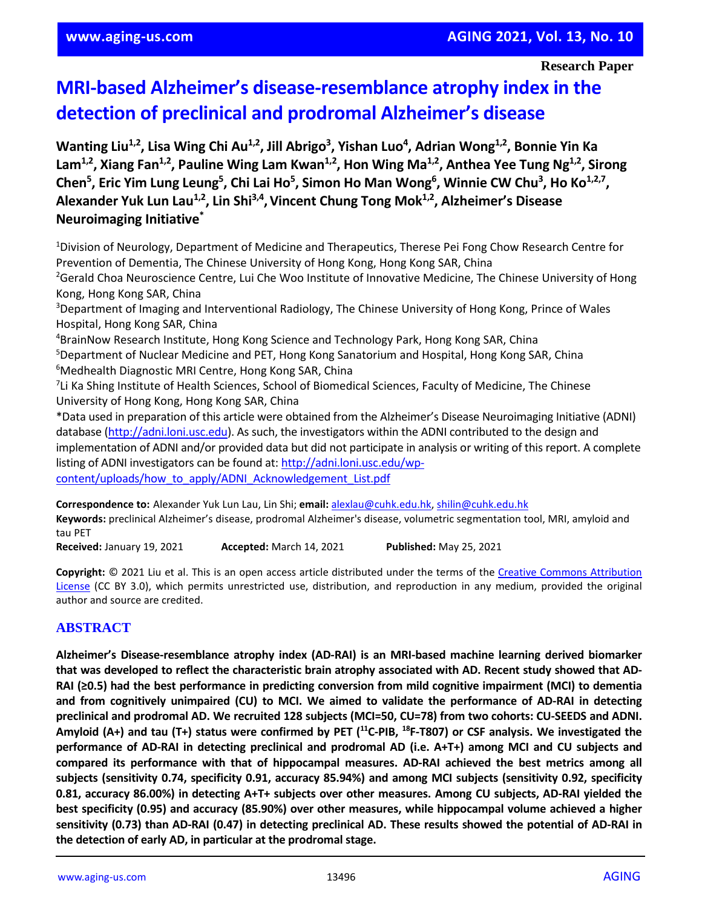Research Paper

# MRI-based Alzheimer's disease-resemblance atrophy index in the detection of preclinical and prodromal Alzheimer's disease

**Wanting Liu[1,2], Lisa Wing Chi Au[1,2], Jill Abrigo[3], Yishan Luo[4], Adrian Wong[1,2], Bonnie Yin Ka Lam[1,2], Xiang Fan[1,2], Pauline Wing Lam Kwan[1,2], Hon Wing Ma[1,2], Anthea Yee Tung Ng[1,2], Sirong Chen[5], Eric Yim Lung Leung[5], Chi Lai Ho[5], Simon Ho Man Wong[6], Winnie CW Chu[3], Ho Ko[1,2,7], Alexander Yuk Lun Lau[1,2], Lin Shi[3,4], Vincent Chung Tong Mok[1,2], Alzheimer's Disease Neuroimaging Initiative***

[1]Division of Neurology, Department of Medicine and Therapeutics, Therese Pei Fong Chow Research Centre for Prevention of Dementia, The Chinese University of Hong Kong, Hong Kong SAR, China
[2]Gerald Choa Neuroscience Centre, Lui Che Woo Institute of Innovative Medicine, The Chinese University of Hong Kong, Hong Kong SAR, China
[3]Department of Imaging and Interventional Radiology, The Chinese University of Hong Kong, Prince of Wales Hospital, Hong Kong SAR, China
[4]BrainNow Research Institute, Hong Kong Science and Technology Park, Hong Kong SAR, China
[5]Department of Nuclear Medicine and PET, Hong Kong Sanatorium and Hospital, Hong Kong SAR, China
[6]Medhealth Diagnostic MRI Centre, Hong Kong SAR, China
[7]Li Ka Shing Institute of Health Sciences, School of Biomedical Sciences, Faculty of Medicine, The Chinese University of Hong Kong, Hong Kong SAR, China
*Data used in preparation of this article were obtained from the Alzheimer's Disease Neuroimaging Initiative (ADNI) database (http://adni.loni.usc.edu). As such, the investigators within the ADNI contributed to the design and implementation of ADNI and/or provided data but did not participate in analysis or writing of this report. A complete listing of ADNI investigators can be found at: http://adni.loni.usc.edu/wp-content/uploads/how_to_apply/ADNI_Acknowledgement_List.pdf

**Correspondence to:** Alexander Yuk Lun Lau, Lin Shi; **email:** alexlau@cuhk.edu.hk, shilin@cuhk.edu.hk
**Keywords:** preclinical Alzheimer's disease, prodromal Alzheimer's disease, volumetric segmentation tool, MRI, amyloid and tau PET
**Received:** January 19, 2021 **Accepted:** March 14, 2021 **Published:** May 25, 2021

**Copyright:** © 2021 Liu et al. This is an open access article distributed under the terms of the Creative Commons Attribution License (CC BY 3.0), which permits unrestricted use, distribution, and reproduction in any medium, provided the original author and source are credited.

## ABSTRACT

**Alzheimer's Disease-resemblance atrophy index (AD-RAI) is an MRI-based machine learning derived biomarker that was developed to reflect the characteristic brain atrophy associated with AD. Recent study showed that AD-RAI (≥0.5) had the best performance in predicting conversion from mild cognitive impairment (MCI) to dementia and from cognitively unimpaired (CU) to MCI. We aimed to validate the performance of AD-RAI in detecting preclinical and prodromal AD. We recruited 128 subjects (MCI=50, CU=78) from two cohorts: CU-SEEDS and ADNI. Amyloid (A+) and tau (T+) status were confirmed by PET ($^{11}$C-PIB, $^{18}$F-T807) or CSF analysis. We investigated the performance of AD-RAI in detecting preclinical and prodromal AD (i.e. A+T+) among MCI and CU subjects and compared its performance with that of hippocampal measures. AD-RAI achieved the best metrics among all subjects (sensitivity 0.74, specificity 0.91, accuracy 85.94%) and among MCI subjects (sensitivity 0.92, specificity 0.81, accuracy 86.00%) in detecting A+T+ subjects over other measures. Among CU subjects, AD-RAI yielded the best specificity (0.95) and accuracy (85.90%) over other measures, while hippocampal volume achieved a higher sensitivity (0.73) than AD-RAI (0.47) in detecting preclinical AD. These results showed the potential of AD-RAI in the detection of early AD, in particular at the prodromal stage.**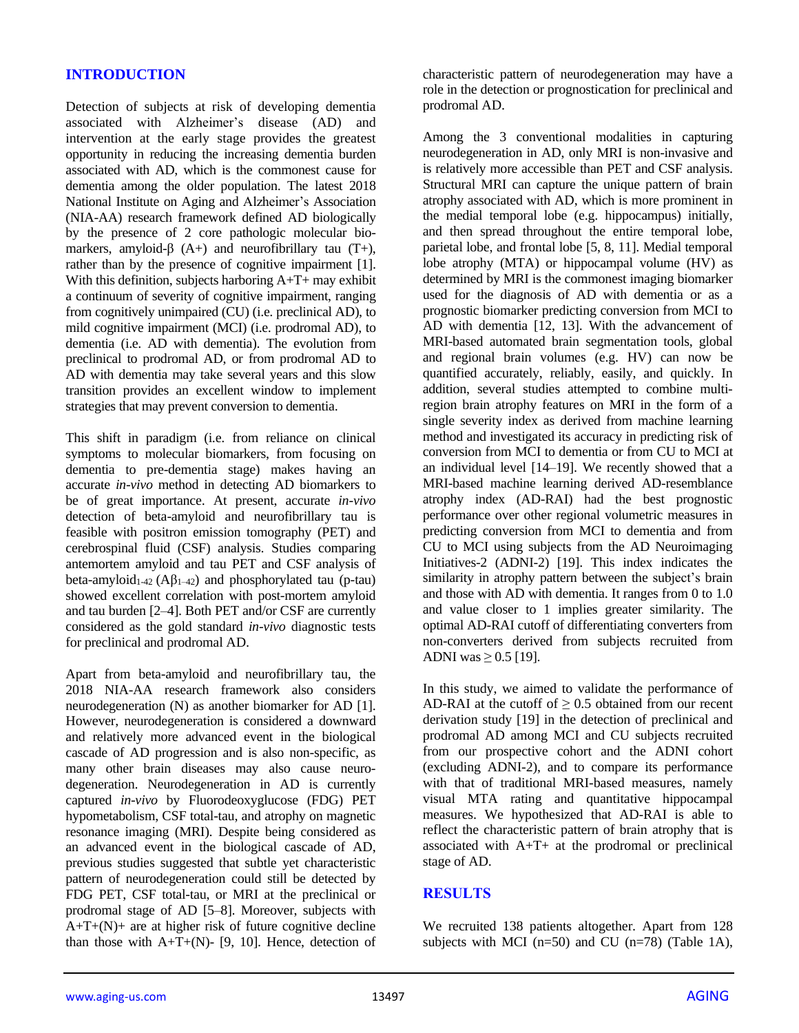## INTRODUCTION

Detection of subjects at risk of developing dementia associated with Alzheimer's disease (AD) and intervention at the early stage provides the greatest opportunity in reducing the increasing dementia burden associated with AD, which is the commonest cause for dementia among the older population. The latest 2018 National Institute on Aging and Alzheimer's Association (NIA-AA) research framework defined AD biologically by the presence of 2 core pathologic molecular biomarkers, amyloid-β (A+) and neurofibrillary tau (T+), rather than by the presence of cognitive impairment [1]. With this definition, subjects harboring A+T+ may exhibit a continuum of severity of cognitive impairment, ranging from cognitively unimpaired (CU) (i.e. preclinical AD), to mild cognitive impairment (MCI) (i.e. prodromal AD), to dementia (i.e. AD with dementia). The evolution from preclinical to prodromal AD, or from prodromal AD to AD with dementia may take several years and this slow transition provides an excellent window to implement strategies that may prevent conversion to dementia.

This shift in paradigm (i.e. from reliance on clinical symptoms to molecular biomarkers, from focusing on dementia to pre-dementia stage) makes having an accurate *in-vivo* method in detecting AD biomarkers to be of great importance. At present, accurate *in-vivo* detection of beta-amyloid and neurofibrillary tau is feasible with positron emission tomography (PET) and cerebrospinal fluid (CSF) analysis. Studies comparing antemortem amyloid and tau PET and CSF analysis of beta-amyloid$_{1\text{-}42}$ (A$\beta_{1\text{–}42}$) and phosphorylated tau (p-tau) showed excellent correlation with post-mortem amyloid and tau burden [2–4]. Both PET and/or CSF are currently considered as the gold standard *in-vivo* diagnostic tests for preclinical and prodromal AD.

Apart from beta-amyloid and neurofibrillary tau, the 2018 NIA-AA research framework also considers neurodegeneration (N) as another biomarker for AD [1]. However, neurodegeneration is considered a downward and relatively more advanced event in the biological cascade of AD progression and is also non-specific, as many other brain diseases may also cause neurodegeneration. Neurodegeneration in AD is currently captured *in-vivo* by Fluorodeoxyglucose (FDG) PET hypometabolism, CSF total-tau, and atrophy on magnetic resonance imaging (MRI). Despite being considered as an advanced event in the biological cascade of AD, previous studies suggested that subtle yet characteristic pattern of neurodegeneration could still be detected by FDG PET, CSF total-tau, or MRI at the preclinical or prodromal stage of AD [5–8]. Moreover, subjects with A+T+(N)+ are at higher risk of future cognitive decline than those with A+T+(N)- [9, 10]. Hence, detection of characteristic pattern of neurodegeneration may have a role in the detection or prognostication for preclinical and prodromal AD.

Among the 3 conventional modalities in capturing neurodegeneration in AD, only MRI is non-invasive and is relatively more accessible than PET and CSF analysis. Structural MRI can capture the unique pattern of brain atrophy associated with AD, which is more prominent in the medial temporal lobe (e.g. hippocampus) initially, and then spread throughout the entire temporal lobe, parietal lobe, and frontal lobe [5, 8, 11]. Medial temporal lobe atrophy (MTA) or hippocampal volume (HV) as determined by MRI is the commonest imaging biomarker used for the diagnosis of AD with dementia or as a prognostic biomarker predicting conversion from MCI to AD with dementia [12, 13]. With the advancement of MRI-based automated brain segmentation tools, global and regional brain volumes (e.g. HV) can now be quantified accurately, reliably, easily, and quickly. In addition, several studies attempted to combine multi-region brain atrophy features on MRI in the form of a single severity index as derived from machine learning method and investigated its accuracy in predicting risk of conversion from MCI to dementia or from CU to MCI at an individual level [14–19]. We recently showed that a MRI-based machine learning derived AD-resemblance atrophy index (AD-RAI) had the best prognostic performance over other regional volumetric measures in predicting conversion from MCI to dementia and from CU to MCI using subjects from the AD Neuroimaging Initiatives-2 (ADNI-2) [19]. This index indicates the similarity in atrophy pattern between the subject's brain and those with AD with dementia. It ranges from 0 to 1.0 and value closer to 1 implies greater similarity. The optimal AD-RAI cutoff of differentiating converters from non-converters derived from subjects recruited from ADNI was $\geq 0.5$ [19].

In this study, we aimed to validate the performance of AD-RAI at the cutoff of $\geq 0.5$ obtained from our recent derivation study [19] in the detection of preclinical and prodromal AD among MCI and CU subjects recruited from our prospective cohort and the ADNI cohort (excluding ADNI-2), and to compare its performance with that of traditional MRI-based measures, namely visual MTA rating and quantitative hippocampal measures. We hypothesized that AD-RAI is able to reflect the characteristic pattern of brain atrophy that is associated with A+T+ at the prodromal or preclinical stage of AD.

## RESULTS

We recruited 138 patients altogether. Apart from 128 subjects with MCI (n=50) and CU (n=78) (Table 1A),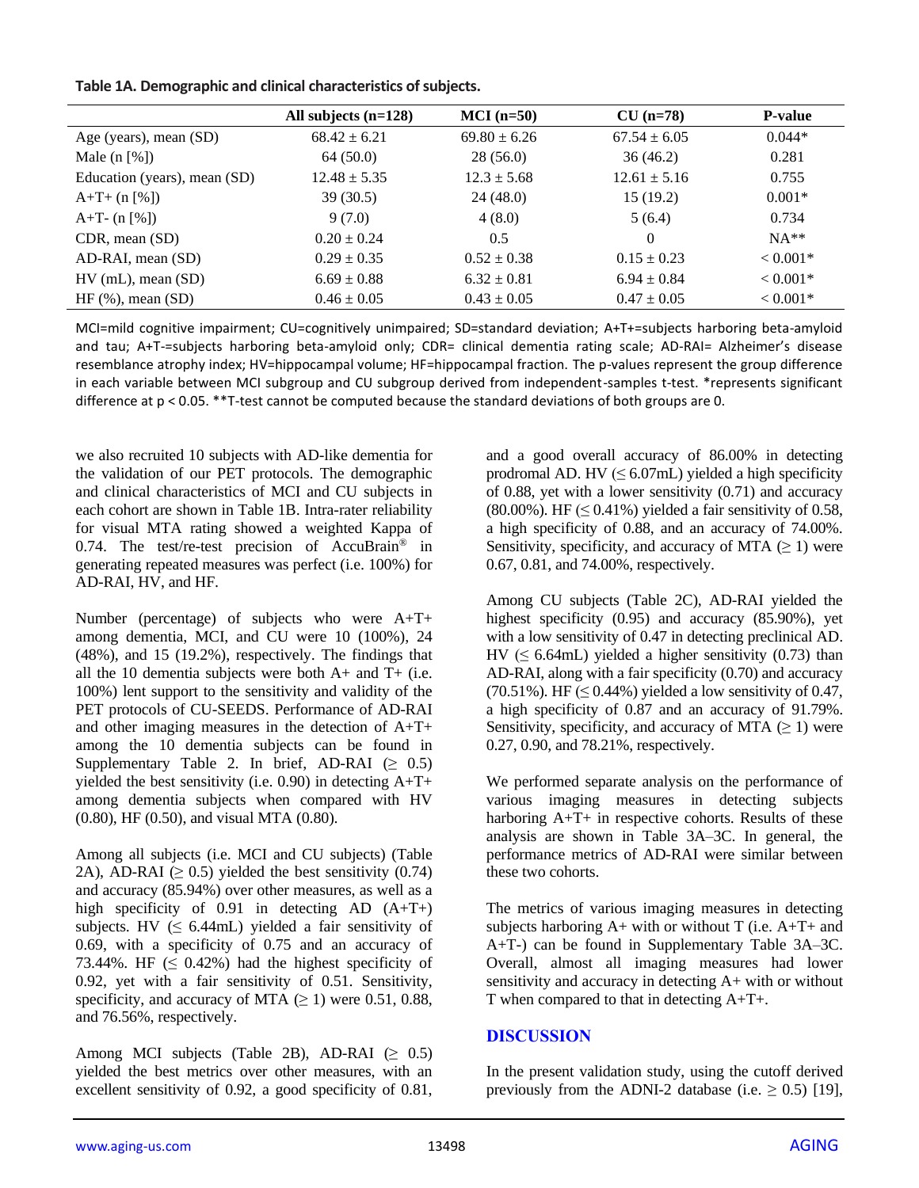**Table 1A. Demographic and clinical characteristics of subjects.**

| | All subjects (n=128) | MCI (n=50) | CU (n=78) | P-value |
|---|---|---|---|---|
| Age (years), mean (SD) | 68.42 ± 6.21 | 69.80 ± 6.26 | 67.54 ± 6.05 | 0.044* |
| Male (n [%]) | 64 (50.0) | 28 (56.0) | 36 (46.2) | 0.281 |
| Education (years), mean (SD) | 12.48 ± 5.35 | 12.3 ± 5.68 | 12.61 ± 5.16 | 0.755 |
| A+T+ (n [%]) | 39 (30.5) | 24 (48.0) | 15 (19.2) | 0.001* |
| A+T- (n [%]) | 9 (7.0) | 4 (8.0) | 5 (6.4) | 0.734 |
| CDR, mean (SD) | 0.20 ± 0.24 | 0.5 | 0 | NA** |
| AD-RAI, mean (SD) | 0.29 ± 0.35 | 0.52 ± 0.38 | 0.15 ± 0.23 | < 0.001* |
| HV (mL), mean (SD) | 6.69 ± 0.88 | 6.32 ± 0.81 | 6.94 ± 0.84 | < 0.001* |
| HF (%), mean (SD) | 0.46 ± 0.05 | 0.43 ± 0.05 | 0.47 ± 0.05 | < 0.001* |

MCI=mild cognitive impairment; CU=cognitively unimpaired; SD=standard deviation; A+T+=subjects harboring beta-amyloid and tau; A+T-=subjects harboring beta-amyloid only; CDR= clinical dementia rating scale; AD-RAI= Alzheimer's disease resemblance atrophy index; HV=hippocampal volume; HF=hippocampal fraction. The p-values represent the group difference in each variable between MCI subgroup and CU subgroup derived from independent-samples t-test. *represents significant difference at p < 0.05. **T-test cannot be computed because the standard deviations of both groups are 0.

we also recruited 10 subjects with AD-like dementia for the validation of our PET protocols. The demographic and clinical characteristics of MCI and CU subjects in each cohort are shown in Table 1B. Intra-rater reliability for visual MTA rating showed a weighted Kappa of 0.74. The test/re-test precision of AccuBrain® in generating repeated measures was perfect (i.e. 100%) for AD-RAI, HV, and HF.

Number (percentage) of subjects who were A+T+ among dementia, MCI, and CU were 10 (100%), 24 (48%), and 15 (19.2%), respectively. The findings that all the 10 dementia subjects were both A+ and T+ (i.e. 100%) lent support to the sensitivity and validity of the PET protocols of CU-SEEDS. Performance of AD-RAI and other imaging measures in the detection of A+T+ among the 10 dementia subjects can be found in Supplementary Table 2. In brief, AD-RAI (≥ 0.5) yielded the best sensitivity (i.e. 0.90) in detecting A+T+ among dementia subjects when compared with HV (0.80), HF (0.50), and visual MTA (0.80).

Among all subjects (i.e. MCI and CU subjects) (Table 2A), AD-RAI (≥ 0.5) yielded the best sensitivity (0.74) and accuracy (85.94%) over other measures, as well as a high specificity of 0.91 in detecting AD (A+T+) subjects. HV (≤ 6.44mL) yielded a fair sensitivity of 0.69, with a specificity of 0.75 and an accuracy of 73.44%. HF (≤ 0.42%) had the highest specificity of 0.92, yet with a fair sensitivity of 0.51. Sensitivity, specificity, and accuracy of MTA (≥ 1) were 0.51, 0.88, and 76.56%, respectively.

Among MCI subjects (Table 2B), AD-RAI (≥ 0.5) yielded the best metrics over other measures, with an excellent sensitivity of 0.92, a good specificity of 0.81, and a good overall accuracy of 86.00% in detecting prodromal AD. HV (≤ 6.07mL) yielded a high specificity of 0.88, yet with a lower sensitivity (0.71) and accuracy (80.00%). HF (≤ 0.41%) yielded a fair sensitivity of 0.58, a high specificity of 0.88, and an accuracy of 74.00%. Sensitivity, specificity, and accuracy of MTA (≥ 1) were 0.67, 0.81, and 74.00%, respectively.

Among CU subjects (Table 2C), AD-RAI yielded the highest specificity (0.95) and accuracy (85.90%), yet with a low sensitivity of 0.47 in detecting preclinical AD. HV (≤ 6.64mL) yielded a higher sensitivity (0.73) than AD-RAI, along with a fair specificity (0.70) and accuracy (70.51%). HF (≤ 0.44%) yielded a low sensitivity of 0.47, a high specificity of 0.87 and an accuracy of 91.79%. Sensitivity, specificity, and accuracy of MTA (≥ 1) were 0.27, 0.90, and 78.21%, respectively.

We performed separate analysis on the performance of various imaging measures in detecting subjects harboring A+T+ in respective cohorts. Results of these analysis are shown in Table 3A–3C. In general, the performance metrics of AD-RAI were similar between these two cohorts.

The metrics of various imaging measures in detecting subjects harboring A+ with or without T (i.e. A+T+ and A+T-) can be found in Supplementary Table 3A–3C. Overall, almost all imaging measures had lower sensitivity and accuracy in detecting A+ with or without T when compared to that in detecting A+T+.

## DISCUSSION

In the present validation study, using the cutoff derived previously from the ADNI-2 database (i.e. ≥ 0.5) [19],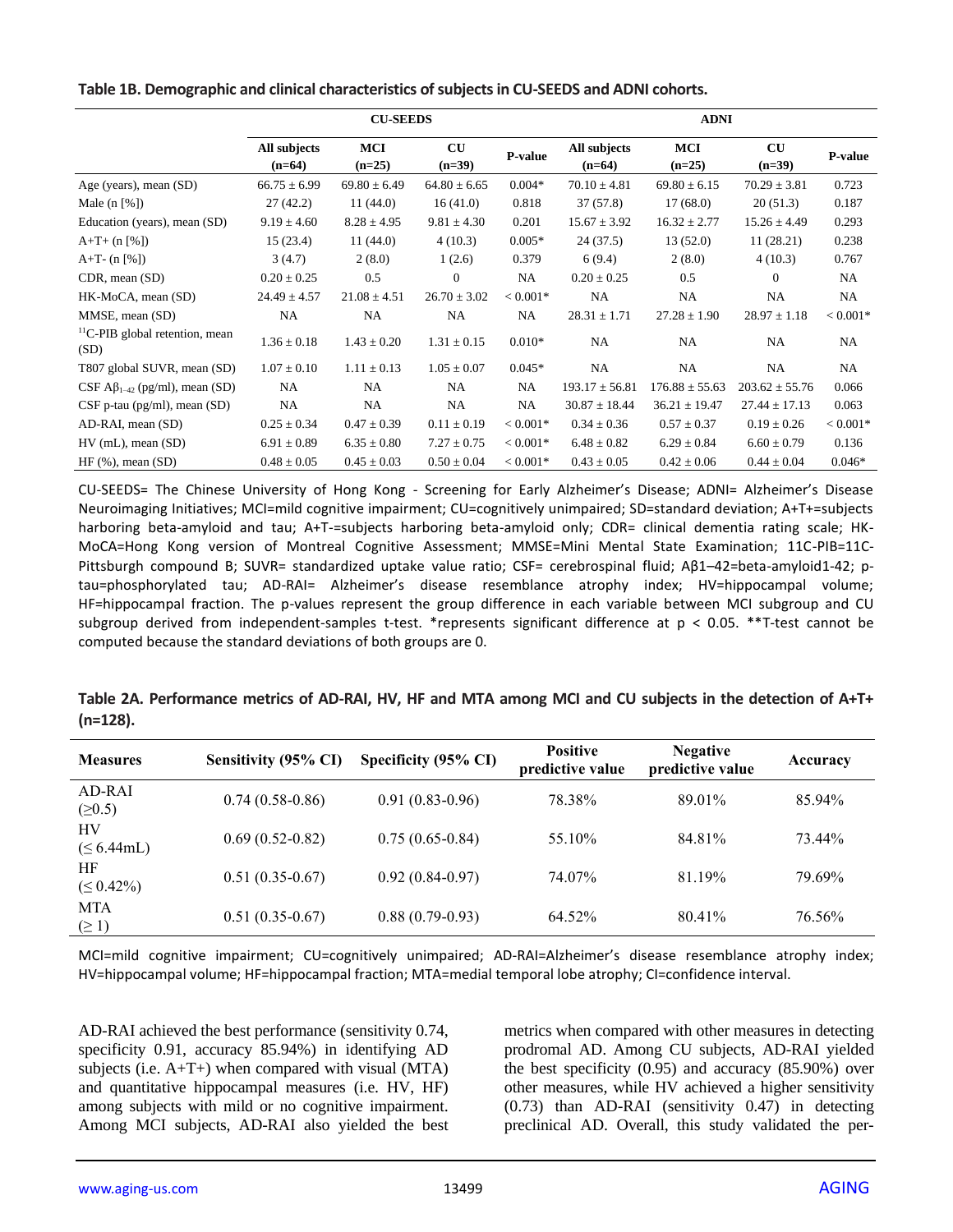**Table 1B. Demographic and clinical characteristics of subjects in CU-SEEDS and ADNI cohorts.**

| | CU-SEEDS | | | | ADNI | | | |
|---|---|---|---|---|---|---|---|---|
| | All subjects (n=64) | MCI (n=25) | CU (n=39) | P-value | All subjects (n=64) | MCI (n=25) | CU (n=39) | P-value |
| Age (years), mean (SD) | 66.75 ± 6.99 | 69.80 ± 6.49 | 64.80 ± 6.65 | 0.004* | 70.10 ± 4.81 | 69.80 ± 6.15 | 70.29 ± 3.81 | 0.723 |
| Male (n [%]) | 27 (42.2) | 11 (44.0) | 16 (41.0) | 0.818 | 37 (57.8) | 17 (68.0) | 20 (51.3) | 0.187 |
| Education (years), mean (SD) | 9.19 ± 4.60 | 8.28 ± 4.95 | 9.81 ± 4.30 | 0.201 | 15.67 ± 3.92 | 16.32 ± 2.77 | 15.26 ± 4.49 | 0.293 |
| A+T+ (n [%]) | 15 (23.4) | 11 (44.0) | 4 (10.3) | 0.005* | 24 (37.5) | 13 (52.0) | 11 (28.21) | 0.238 |
| A+T- (n [%]) | 3 (4.7) | 2 (8.0) | 1 (2.6) | 0.379 | 6 (9.4) | 2 (8.0) | 4 (10.3) | 0.767 |
| CDR, mean (SD) | 0.20 ± 0.25 | 0.5 | 0 | NA | 0.20 ± 0.25 | 0.5 | 0 | NA |
| HK-MoCA, mean (SD) | 24.49 ± 4.57 | 21.08 ± 4.51 | 26.70 ± 3.02 | < 0.001* | NA | NA | NA | NA |
| MMSE, mean (SD) | NA | NA | NA | NA | 28.31 ± 1.71 | 27.28 ± 1.90 | 28.97 ± 1.18 | < 0.001* |
| $^{11}$C-PIB global retention, mean (SD) | 1.36 ± 0.18 | 1.43 ± 0.20 | 1.31 ± 0.15 | 0.010* | NA | NA | NA | NA |
| T807 global SUVR, mean (SD) | 1.07 ± 0.10 | 1.11 ± 0.13 | 1.05 ± 0.07 | 0.045* | NA | NA | NA | NA |
| CSF A$\beta_{1-42}$ (pg/ml), mean (SD) | NA | NA | NA | NA | 193.17 ± 56.81 | 176.88 ± 55.63 | 203.62 ± 55.76 | 0.066 |
| CSF p-tau (pg/ml), mean (SD) | NA | NA | NA | NA | 30.87 ± 18.44 | 36.21 ± 19.47 | 27.44 ± 17.13 | 0.063 |
| AD-RAI, mean (SD) | 0.25 ± 0.34 | 0.47 ± 0.39 | 0.11 ± 0.19 | < 0.001* | 0.34 ± 0.36 | 0.57 ± 0.37 | 0.19 ± 0.26 | < 0.001* |
| HV (mL), mean (SD) | 6.91 ± 0.89 | 6.35 ± 0.80 | 7.27 ± 0.75 | < 0.001* | 6.48 ± 0.82 | 6.29 ± 0.84 | 6.60 ± 0.79 | 0.136 |
| HF (%), mean (SD) | 0.48 ± 0.05 | 0.45 ± 0.03 | 0.50 ± 0.04 | < 0.001* | 0.43 ± 0.05 | 0.42 ± 0.06 | 0.44 ± 0.04 | 0.046* |

CU-SEEDS= The Chinese University of Hong Kong - Screening for Early Alzheimer's Disease; ADNI= Alzheimer's Disease Neuroimaging Initiatives; MCI=mild cognitive impairment; CU=cognitively unimpaired; SD=standard deviation; A+T+=subjects harboring beta-amyloid and tau; A+T-=subjects harboring beta-amyloid only; CDR= clinical dementia rating scale; HK-MoCA=Hong Kong version of Montreal Cognitive Assessment; MMSE=Mini Mental State Examination; 11C-PIB=11C-Pittsburgh compound B; SUVR= standardized uptake value ratio; CSF= cerebrospinal fluid; Aβ1–42=beta-amyloid1-42; p-tau=phosphorylated tau; AD-RAI= Alzheimer's disease resemblance atrophy index; HV=hippocampal volume; HF=hippocampal fraction. The p-values represent the group difference in each variable between MCI subgroup and CU subgroup derived from independent-samples t-test. *represents significant difference at $p < 0.05$. **T-test cannot be computed because the standard deviations of both groups are 0.

**Table 2A. Performance metrics of AD-RAI, HV, HF and MTA among MCI and CU subjects in the detection of A+T+ (n=128).**

| Measures | Sensitivity (95% CI) | Specificity (95% CI) | Positive predictive value | Negative predictive value | Accuracy |
|---|---|---|---|---|---|
| AD-RAI (≥0.5) | 0.74 (0.58-0.86) | 0.91 (0.83-0.96) | 78.38% | 89.01% | 85.94% |
| HV (≤ 6.44mL) | 0.69 (0.52-0.82) | 0.75 (0.65-0.84) | 55.10% | 84.81% | 73.44% |
| HF (≤ 0.42%) | 0.51 (0.35-0.67) | 0.92 (0.84-0.97) | 74.07% | 81.19% | 79.69% |
| MTA (≥ 1) | 0.51 (0.35-0.67) | 0.88 (0.79-0.93) | 64.52% | 80.41% | 76.56% |

MCI=mild cognitive impairment; CU=cognitively unimpaired; AD-RAI=Alzheimer's disease resemblance atrophy index; HV=hippocampal volume; HF=hippocampal fraction; MTA=medial temporal lobe atrophy; CI=confidence interval.

AD-RAI achieved the best performance (sensitivity 0.74, specificity 0.91, accuracy 85.94%) in identifying AD subjects (i.e. A+T+) when compared with visual (MTA) and quantitative hippocampal measures (i.e. HV, HF) among subjects with mild or no cognitive impairment. Among MCI subjects, AD-RAI also yielded the best metrics when compared with other measures in detecting prodromal AD. Among CU subjects, AD-RAI yielded the best specificity (0.95) and accuracy (85.90%) over other measures, while HV achieved a higher sensitivity (0.73) than AD-RAI (sensitivity 0.47) in detecting preclinical AD. Overall, this study validated the per-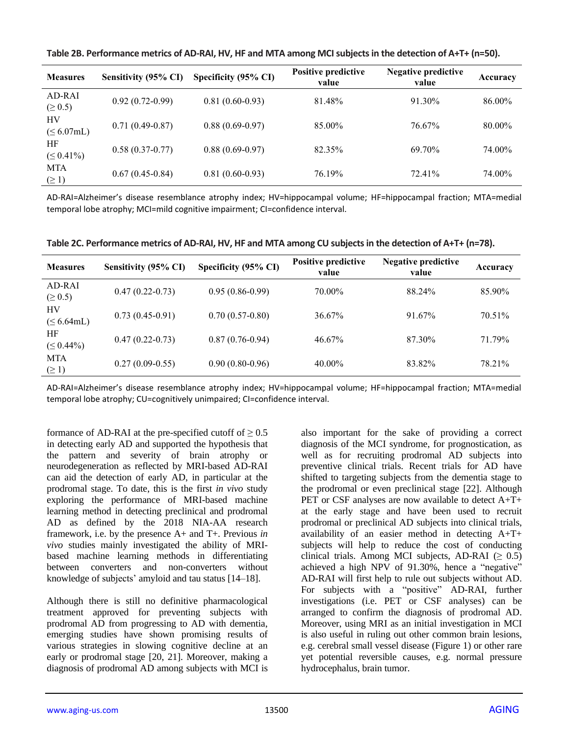**Table 2B. Performance metrics of AD-RAI, HV, HF and MTA among MCI subjects in the detection of A+T+ (n=50).**

| Measures | Sensitivity (95% CI) | Specificity (95% CI) | Positive predictive value | Negative predictive value | Accuracy |
|---|---|---|---|---|---|
| AD-RAI (≥ 0.5) | 0.92 (0.72-0.99) | 0.81 (0.60-0.93) | 81.48% | 91.30% | 86.00% |
| HV (≤ 6.07mL) | 0.71 (0.49-0.87) | 0.88 (0.69-0.97) | 85.00% | 76.67% | 80.00% |
| HF (≤ 0.41%) | 0.58 (0.37-0.77) | 0.88 (0.69-0.97) | 82.35% | 69.70% | 74.00% |
| MTA (≥ 1) | 0.67 (0.45-0.84) | 0.81 (0.60-0.93) | 76.19% | 72.41% | 74.00% |

AD-RAI=Alzheimer's disease resemblance atrophy index; HV=hippocampal volume; HF=hippocampal fraction; MTA=medial temporal lobe atrophy; MCI=mild cognitive impairment; CI=confidence interval.

**Table 2C. Performance metrics of AD-RAI, HV, HF and MTA among CU subjects in the detection of A+T+ (n=78).**

| Measures | Sensitivity (95% CI) | Specificity (95% CI) | Positive predictive value | Negative predictive value | Accuracy |
|---|---|---|---|---|---|
| AD-RAI (≥ 0.5) | 0.47 (0.22-0.73) | 0.95 (0.86-0.99) | 70.00% | 88.24% | 85.90% |
| HV (≤ 6.64mL) | 0.73 (0.45-0.91) | 0.70 (0.57-0.80) | 36.67% | 91.67% | 70.51% |
| HF (≤ 0.44%) | 0.47 (0.22-0.73) | 0.87 (0.76-0.94) | 46.67% | 87.30% | 71.79% |
| MTA (≥ 1) | 0.27 (0.09-0.55) | 0.90 (0.80-0.96) | 40.00% | 83.82% | 78.21% |

AD-RAI=Alzheimer's disease resemblance atrophy index; HV=hippocampal volume; HF=hippocampal fraction; MTA=medial temporal lobe atrophy; CU=cognitively unimpaired; CI=confidence interval.

formance of AD-RAI at the pre-specified cutoff of ≥ 0.5 in detecting early AD and supported the hypothesis that the pattern and severity of brain atrophy or neurodegeneration as reflected by MRI-based AD-RAI can aid the detection of early AD, in particular at the prodromal stage. To date, this is the first *in vivo* study exploring the performance of MRI-based machine learning method in detecting preclinical and prodromal AD as defined by the 2018 NIA-AA research framework, i.e. by the presence A+ and T+. Previous *in vivo* studies mainly investigated the ability of MRI-based machine learning methods in differentiating between converters and non-converters without knowledge of subjects' amyloid and tau status [14–18].

Although there is still no definitive pharmacological treatment approved for preventing subjects with prodromal AD from progressing to AD with dementia, emerging studies have shown promising results of various strategies in slowing cognitive decline at an early or prodromal stage [20, 21]. Moreover, making a diagnosis of prodromal AD among subjects with MCI is also important for the sake of providing a correct diagnosis of the MCI syndrome, for prognostication, as well as for recruiting prodromal AD subjects into preventive clinical trials. Recent trials for AD have shifted to targeting subjects from the dementia stage to the prodromal or even preclinical stage [22]. Although PET or CSF analyses are now available to detect A+T+ at the early stage and have been used to recruit prodromal or preclinical AD subjects into clinical trials, availability of an easier method in detecting A+T+ subjects will help to reduce the cost of conducting clinical trials. Among MCI subjects, AD-RAI (≥ 0.5) achieved a high NPV of 91.30%, hence a "negative" AD-RAI will first help to rule out subjects without AD. For subjects with a "positive" AD-RAI, further investigations (i.e. PET or CSF analyses) can be arranged to confirm the diagnosis of prodromal AD. Moreover, using MRI as an initial investigation in MCI is also useful in ruling out other common brain lesions, e.g. cerebral small vessel disease (Figure 1) or other rare yet potential reversible causes, e.g. normal pressure hydrocephalus, brain tumor.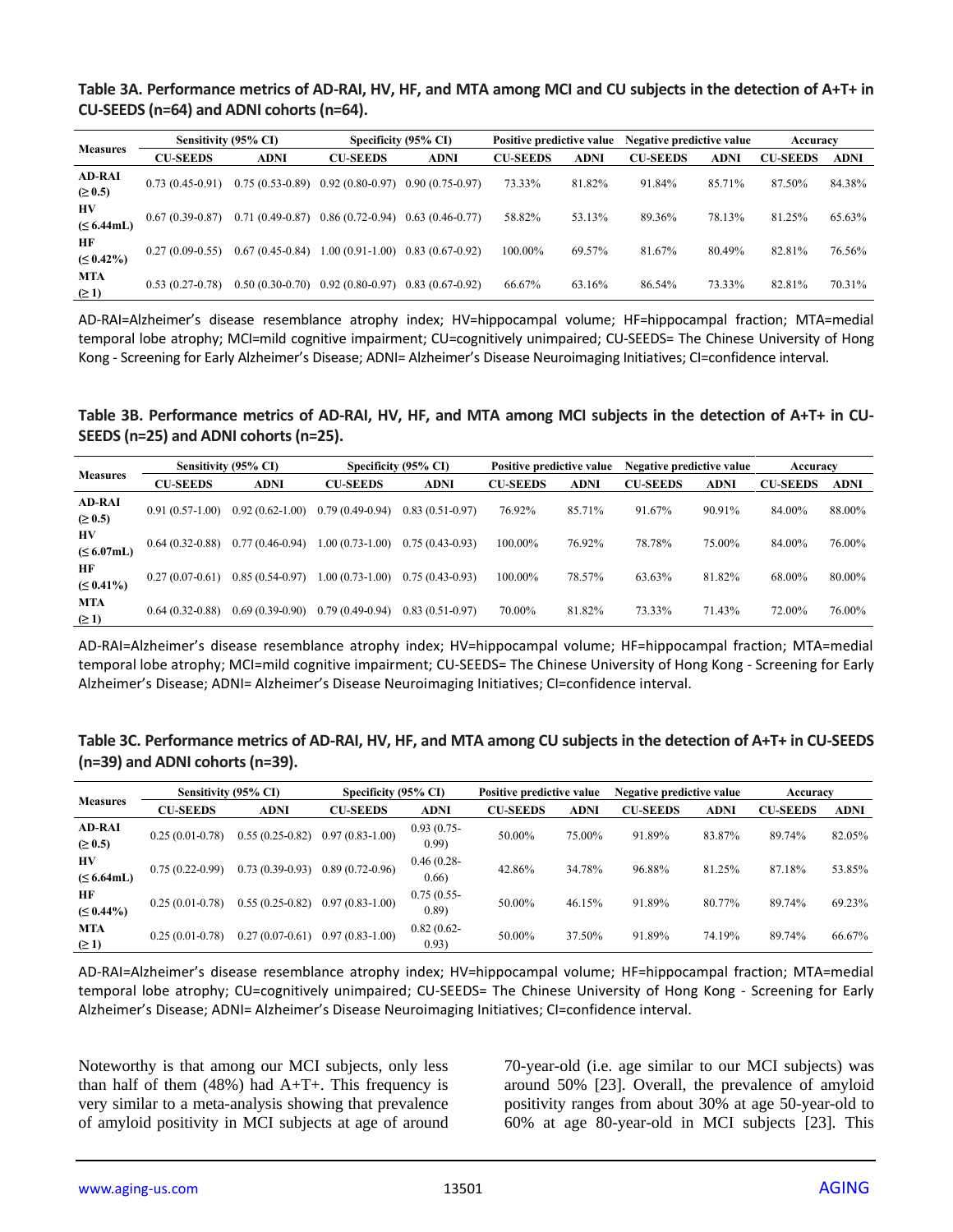**Table 3A. Performance metrics of AD-RAI, HV, HF, and MTA among MCI and CU subjects in the detection of A+T+ in CU-SEEDS (n=64) and ADNI cohorts (n=64).**

| Measures | Sensitivity (95% CI) | | Specificity (95% CI) | | Positive predictive value | | Negative predictive value | | Accuracy | |
|---|---|---|---|---|---|---|---|---|---|---|
| | CU-SEEDS | ADNI | CU-SEEDS | ADNI | CU-SEEDS | ADNI | CU-SEEDS | ADNI | CU-SEEDS | ADNI |
| AD-RAI (≥ 0.5) | 0.73 (0.45-0.91) | 0.75 (0.53-0.89) | 0.92 (0.80-0.97) | 0.90 (0.75-0.97) | 73.33% | 81.82% | 91.84% | 85.71% | 87.50% | 84.38% |
| HV (≤ 6.44mL) | 0.67 (0.39-0.87) | 0.71 (0.49-0.87) | 0.86 (0.72-0.94) | 0.63 (0.46-0.77) | 58.82% | 53.13% | 89.36% | 78.13% | 81.25% | 65.63% |
| HF (≤ 0.42%) | 0.27 (0.09-0.55) | 0.67 (0.45-0.84) | 1.00 (0.91-1.00) | 0.83 (0.67-0.92) | 100.00% | 69.57% | 81.67% | 80.49% | 82.81% | 76.56% |
| MTA (≥ 1) | 0.53 (0.27-0.78) | 0.50 (0.30-0.70) | 0.92 (0.80-0.97) | 0.83 (0.67-0.92) | 66.67% | 63.16% | 86.54% | 73.33% | 82.81% | 70.31% |

AD-RAI=Alzheimer's disease resemblance atrophy index; HV=hippocampal volume; HF=hippocampal fraction; MTA=medial temporal lobe atrophy; MCI=mild cognitive impairment; CU=cognitively unimpaired; CU-SEEDS= The Chinese University of Hong Kong - Screening for Early Alzheimer's Disease; ADNI= Alzheimer's Disease Neuroimaging Initiatives; CI=confidence interval.

**Table 3B. Performance metrics of AD-RAI, HV, HF, and MTA among MCI subjects in the detection of A+T+ in CU-SEEDS (n=25) and ADNI cohorts (n=25).**

| Measures | Sensitivity (95% CI) | | Specificity (95% CI) | | Positive predictive value | | Negative predictive value | | Accuracy | |
|---|---|---|---|---|---|---|---|---|---|---|
| | CU-SEEDS | ADNI | CU-SEEDS | ADNI | CU-SEEDS | ADNI | CU-SEEDS | ADNI | CU-SEEDS | ADNI |
| AD-RAI (≥ 0.5) | 0.91 (0.57-1.00) | 0.92 (0.62-1.00) | 0.79 (0.49-0.94) | 0.83 (0.51-0.97) | 76.92% | 85.71% | 91.67% | 90.91% | 84.00% | 88.00% |
| HV (≤ 6.07mL) | 0.64 (0.32-0.88) | 0.77 (0.46-0.94) | 1.00 (0.73-1.00) | 0.75 (0.43-0.93) | 100.00% | 76.92% | 78.78% | 75.00% | 84.00% | 76.00% |
| HF (≤ 0.41%) | 0.27 (0.07-0.61) | 0.85 (0.54-0.97) | 1.00 (0.73-1.00) | 0.75 (0.43-0.93) | 100.00% | 78.57% | 63.63% | 81.82% | 68.00% | 80.00% |
| MTA (≥ 1) | 0.64 (0.32-0.88) | 0.69 (0.39-0.90) | 0.79 (0.49-0.94) | 0.83 (0.51-0.97) | 70.00% | 81.82% | 73.33% | 71.43% | 72.00% | 76.00% |

AD-RAI=Alzheimer's disease resemblance atrophy index; HV=hippocampal volume; HF=hippocampal fraction; MTA=medial temporal lobe atrophy; MCI=mild cognitive impairment; CU-SEEDS= The Chinese University of Hong Kong - Screening for Early Alzheimer's Disease; ADNI= Alzheimer's Disease Neuroimaging Initiatives; CI=confidence interval.

**Table 3C. Performance metrics of AD-RAI, HV, HF, and MTA among CU subjects in the detection of A+T+ in CU-SEEDS (n=39) and ADNI cohorts (n=39).**

| Measures | Sensitivity (95% CI) | | Specificity (95% CI) | | Positive predictive value | | Negative predictive value | | Accuracy | |
|---|---|---|---|---|---|---|---|---|---|---|
| | CU-SEEDS | ADNI | CU-SEEDS | ADNI | CU-SEEDS | ADNI | CU-SEEDS | ADNI | CU-SEEDS | ADNI |
| AD-RAI (≥ 0.5) | 0.25 (0.01-0.78) | 0.55 (0.25-0.82) | 0.97 (0.83-1.00) | 0.93 (0.75-0.99) | 50.00% | 75.00% | 91.89% | 83.87% | 89.74% | 82.05% |
| HV (≤ 6.64mL) | 0.75 (0.22-0.99) | 0.73 (0.39-0.93) | 0.89 (0.72-0.96) | 0.46 (0.28-0.66) | 42.86% | 34.78% | 96.88% | 81.25% | 87.18% | 53.85% |
| HF (≤ 0.44%) | 0.25 (0.01-0.78) | 0.55 (0.25-0.82) | 0.97 (0.83-1.00) | 0.75 (0.55-0.89) | 50.00% | 46.15% | 91.89% | 80.77% | 89.74% | 69.23% |
| MTA (≥ 1) | 0.25 (0.01-0.78) | 0.27 (0.07-0.61) | 0.97 (0.83-1.00) | 0.82 (0.62-0.93) | 50.00% | 37.50% | 91.89% | 74.19% | 89.74% | 66.67% |

AD-RAI=Alzheimer's disease resemblance atrophy index; HV=hippocampal volume; HF=hippocampal fraction; MTA=medial temporal lobe atrophy; CU=cognitively unimpaired; CU-SEEDS= The Chinese University of Hong Kong - Screening for Early Alzheimer's Disease; ADNI= Alzheimer's Disease Neuroimaging Initiatives; CI=confidence interval.

Noteworthy is that among our MCI subjects, only less than half of them (48%) had A+T+. This frequency is very similar to a meta-analysis showing that prevalence of amyloid positivity in MCI subjects at age of around 70-year-old (i.e. age similar to our MCI subjects) was around 50% [23]. Overall, the prevalence of amyloid positivity ranges from about 30% at age 50-year-old to 60% at age 80-year-old in MCI subjects [23]. This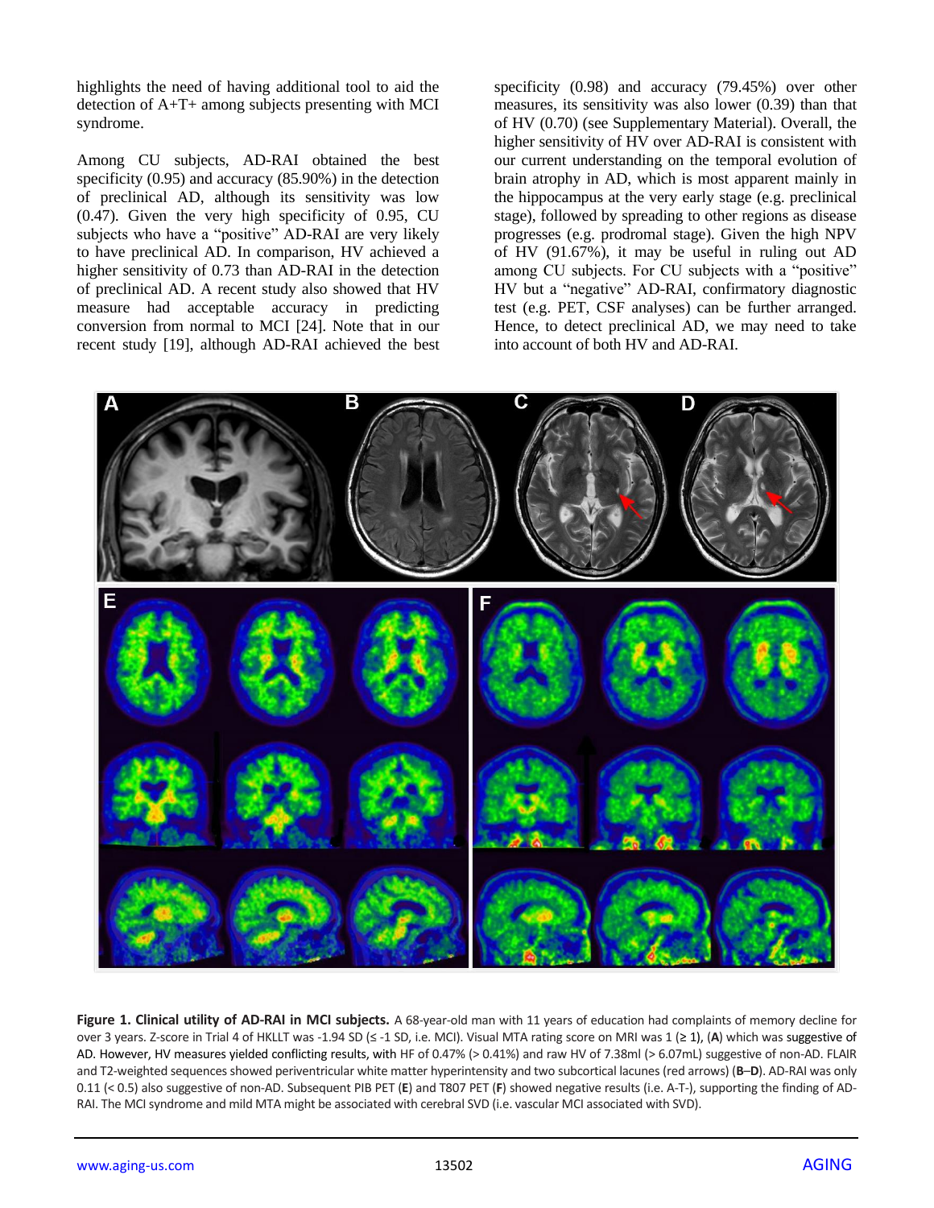highlights the need of having additional tool to aid the detection of A+T+ among subjects presenting with MCI syndrome.

Among CU subjects, AD-RAI obtained the best specificity (0.95) and accuracy (85.90%) in the detection of preclinical AD, although its sensitivity was low (0.47). Given the very high specificity of 0.95, CU subjects who have a "positive" AD-RAI are very likely to have preclinical AD. In comparison, HV achieved a higher sensitivity of 0.73 than AD-RAI in the detection of preclinical AD. A recent study also showed that HV measure had acceptable accuracy in predicting conversion from normal to MCI [24]. Note that in our recent study [19], although AD-RAI achieved the best specificity (0.98) and accuracy (79.45%) over other measures, its sensitivity was also lower (0.39) than that of HV (0.70) (see Supplementary Material). Overall, the higher sensitivity of HV over AD-RAI is consistent with our current understanding on the temporal evolution of brain atrophy in AD, which is most apparent mainly in the hippocampus at the very early stage (e.g. preclinical stage), followed by spreading to other regions as disease progresses (e.g. prodromal stage). Given the high NPV of HV (91.67%), it may be useful in ruling out AD among CU subjects. For CU subjects with a "positive" HV but a "negative" AD-RAI, confirmatory diagnostic test (e.g. PET, CSF analyses) can be further arranged. Hence, to detect preclinical AD, we may need to take into account of both HV and AD-RAI.

**Figure 1. Clinical utility of AD-RAI in MCI subjects.** A 68-year-old man with 11 years of education had complaints of memory decline for over 3 years. Z-score in Trial 4 of HKLLT was -1.94 SD (≤ -1 SD, i.e. MCI). Visual MTA rating score on MRI was 1 (≥ 1), (**A**) which was suggestive of AD. However, HV measures yielded conflicting results, with HF of 0.47% (> 0.41%) and raw HV of 7.38ml (> 6.07mL) suggestive of non-AD. FLAIR and T2-weighted sequences showed periventricular white matter hyperintensity and two subcortical lacunes (red arrows) (**B**–**D**). AD-RAI was only 0.11 (< 0.5) also suggestive of non-AD. Subsequent PIB PET (**E**) and T807 PET (**F**) showed negative results (i.e. A-T-), supporting the finding of AD-RAI. The MCI syndrome and mild MTA might be associated with cerebral SVD (i.e. vascular MCI associated with SVD).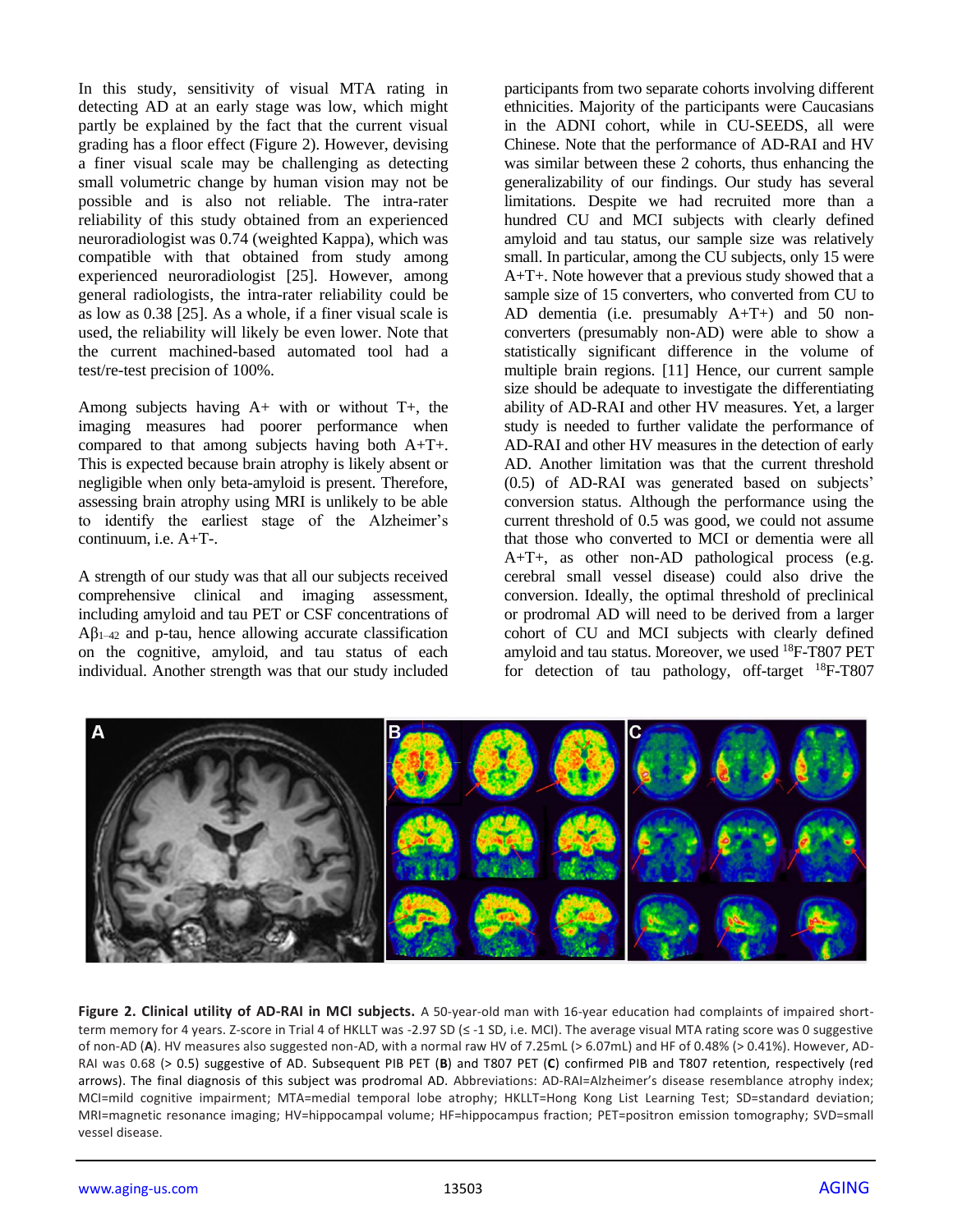In this study, sensitivity of visual MTA rating in detecting AD at an early stage was low, which might partly be explained by the fact that the current visual grading has a floor effect (Figure 2). However, devising a finer visual scale may be challenging as detecting small volumetric change by human vision may not be possible and is also not reliable. The intra-rater reliability of this study obtained from an experienced neuroradiologist was 0.74 (weighted Kappa), which was compatible with that obtained from study among experienced neuroradiologist [25]. However, among general radiologists, the intra-rater reliability could be as low as 0.38 [25]. As a whole, if a finer visual scale is used, the reliability will likely be even lower. Note that the current machined-based automated tool had a test/re-test precision of 100%.

Among subjects having A+ with or without T+, the imaging measures had poorer performance when compared to that among subjects having both A+T+. This is expected because brain atrophy is likely absent or negligible when only beta-amyloid is present. Therefore, assessing brain atrophy using MRI is unlikely to be able to identify the earliest stage of the Alzheimer's continuum, i.e. A+T-.

A strength of our study was that all our subjects received comprehensive clinical and imaging assessment, including amyloid and tau PET or CSF concentrations of $A\beta_{1-42}$ and p-tau, hence allowing accurate classification on the cognitive, amyloid, and tau status of each individual. Another strength was that our study included participants from two separate cohorts involving different ethnicities. Majority of the participants were Caucasians in the ADNI cohort, while in CU-SEEDS, all were Chinese. Note that the performance of AD-RAI and HV was similar between these 2 cohorts, thus enhancing the generalizability of our findings. Our study has several limitations. Despite we had recruited more than a hundred CU and MCI subjects with clearly defined amyloid and tau status, our sample size was relatively small. In particular, among the CU subjects, only 15 were A+T+. Note however that a previous study showed that a sample size of 15 converters, who converted from CU to AD dementia (i.e. presumably A+T+) and 50 non-converters (presumably non-AD) were able to show a statistically significant difference in the volume of multiple brain regions. [11] Hence, our current sample size should be adequate to investigate the differentiating ability of AD-RAI and other HV measures. Yet, a larger study is needed to further validate the performance of AD-RAI and other HV measures in the detection of early AD. Another limitation was that the current threshold (0.5) of AD-RAI was generated based on subjects' conversion status. Although the performance using the current threshold of 0.5 was good, we could not assume that those who converted to MCI or dementia were all A+T+, as other non-AD pathological process (e.g. cerebral small vessel disease) could also drive the conversion. Ideally, the optimal threshold of preclinical or prodromal AD will need to be derived from a larger cohort of CU and MCI subjects with clearly defined amyloid and tau status. Moreover, we used $^{18}$F-T807 PET for detection of tau pathology, off-target $^{18}$F-T807

**Figure 2. Clinical utility of AD-RAI in MCI subjects.** A 50-year-old man with 16-year education had complaints of impaired short-term memory for 4 years. Z-score in Trial 4 of HKLLT was -2.97 SD (≤ -1 SD, i.e. MCI). The average visual MTA rating score was 0 suggestive of non-AD (**A**). HV measures also suggested non-AD, with a normal raw HV of 7.25mL (> 6.07mL) and HF of 0.48% (> 0.41%). However, AD-RAI was 0.68 (> 0.5) suggestive of AD. Subsequent PIB PET (**B**) and T807 PET (**C**) confirmed PIB and T807 retention, respectively (red arrows). The final diagnosis of this subject was prodromal AD. Abbreviations: AD-RAI=Alzheimer's disease resemblance atrophy index; MCI=mild cognitive impairment; MTA=medial temporal lobe atrophy; HKLLT=Hong Kong List Learning Test; SD=standard deviation; MRI=magnetic resonance imaging; HV=hippocampal volume; HF=hippocampus fraction; PET=positron emission tomography; SVD=small vessel disease.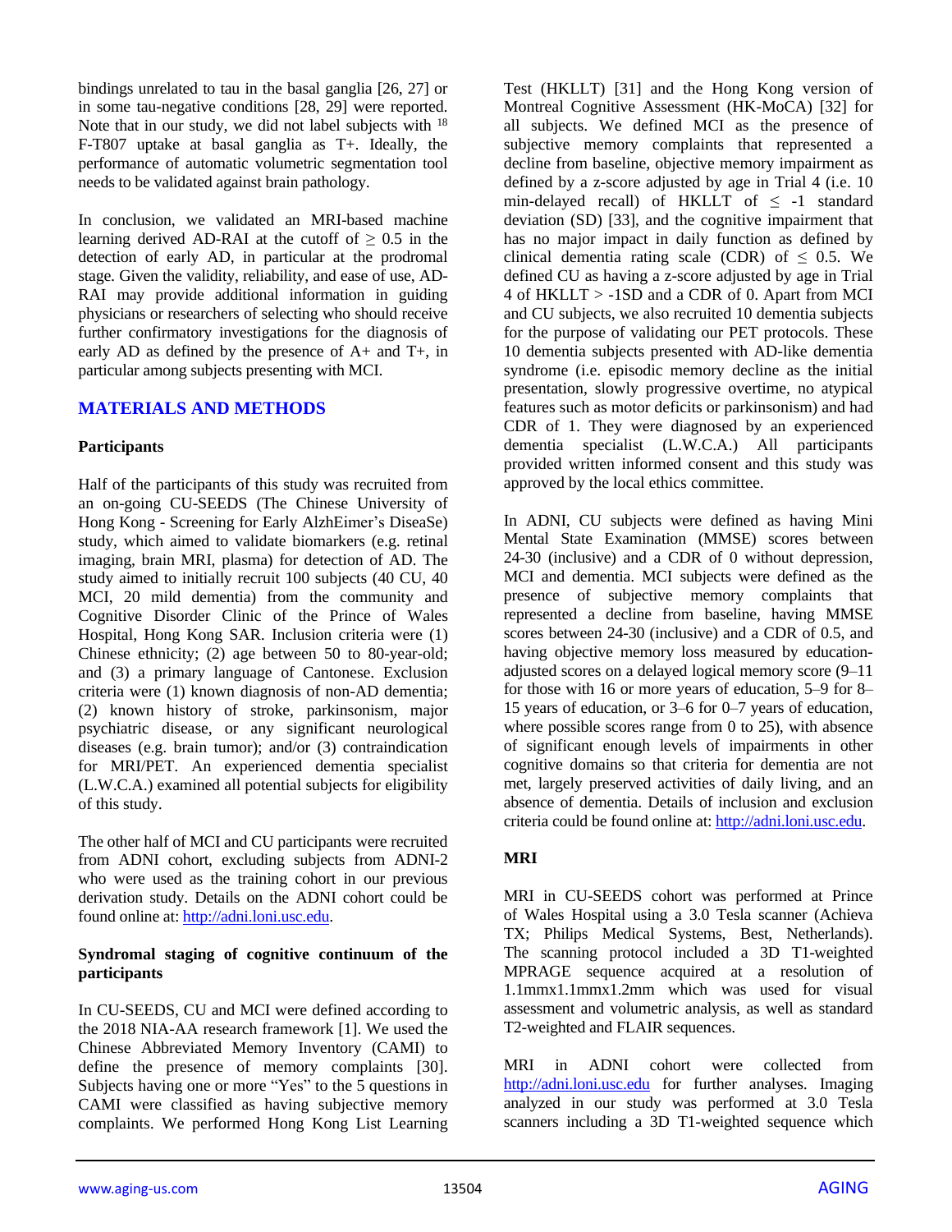bindings unrelated to tau in the basal ganglia [26, 27] or in some tau-negative conditions [28, 29] were reported. Note that in our study, we did not label subjects with $^{18}$F-T807 uptake at basal ganglia as T+. Ideally, the performance of automatic volumetric segmentation tool needs to be validated against brain pathology.

In conclusion, we validated an MRI-based machine learning derived AD-RAI at the cutoff of $\geq$ 0.5 in the detection of early AD, in particular at the prodromal stage. Given the validity, reliability, and ease of use, AD-RAI may provide additional information in guiding physicians or researchers of selecting who should receive further confirmatory investigations for the diagnosis of early AD as defined by the presence of A+ and T+, in particular among subjects presenting with MCI.

## MATERIALS AND METHODS

### Participants

Half of the participants of this study was recruited from an on-going CU-SEEDS (The Chinese University of Hong Kong - Screening for Early AlzhEimer's DiseaSe) study, which aimed to validate biomarkers (e.g. retinal imaging, brain MRI, plasma) for detection of AD. The study aimed to initially recruit 100 subjects (40 CU, 40 MCI, 20 mild dementia) from the community and Cognitive Disorder Clinic of the Prince of Wales Hospital, Hong Kong SAR. Inclusion criteria were (1) Chinese ethnicity; (2) age between 50 to 80-year-old; and (3) a primary language of Cantonese. Exclusion criteria were (1) known diagnosis of non-AD dementia; (2) known history of stroke, parkinsonism, major psychiatric disease, or any significant neurological diseases (e.g. brain tumor); and/or (3) contraindication for MRI/PET. An experienced dementia specialist (L.W.C.A.) examined all potential subjects for eligibility of this study.

The other half of MCI and CU participants were recruited from ADNI cohort, excluding subjects from ADNI-2 who were used as the training cohort in our previous derivation study. Details on the ADNI cohort could be found online at: http://adni.loni.usc.edu.

### Syndromal staging of cognitive continuum of the participants

In CU-SEEDS, CU and MCI were defined according to the 2018 NIA-AA research framework [1]. We used the Chinese Abbreviated Memory Inventory (CAMI) to define the presence of memory complaints [30]. Subjects having one or more "Yes" to the 5 questions in CAMI were classified as having subjective memory complaints. We performed Hong Kong List Learning Test (HKLLT) [31] and the Hong Kong version of Montreal Cognitive Assessment (HK-MoCA) [32] for all subjects. We defined MCI as the presence of subjective memory complaints that represented a decline from baseline, objective memory impairment as defined by a z-score adjusted by age in Trial 4 (i.e. 10 min-delayed recall) of HKLLT of $\leq$ -1 standard deviation (SD) [33], and the cognitive impairment that has no major impact in daily function as defined by clinical dementia rating scale (CDR) of $\leq$ 0.5. We defined CU as having a z-score adjusted by age in Trial 4 of HKLLT > -1SD and a CDR of 0. Apart from MCI and CU subjects, we also recruited 10 dementia subjects for the purpose of validating our PET protocols. These 10 dementia subjects presented with AD-like dementia syndrome (i.e. episodic memory decline as the initial presentation, slowly progressive overtime, no atypical features such as motor deficits or parkinsonism) and had CDR of 1. They were diagnosed by an experienced dementia specialist (L.W.C.A.) All participants provided written informed consent and this study was approved by the local ethics committee.

In ADNI, CU subjects were defined as having Mini Mental State Examination (MMSE) scores between 24-30 (inclusive) and a CDR of 0 without depression, MCI and dementia. MCI subjects were defined as the presence of subjective memory complaints that represented a decline from baseline, having MMSE scores between 24-30 (inclusive) and a CDR of 0.5, and having objective memory loss measured by education-adjusted scores on a delayed logical memory score (9–11 for those with 16 or more years of education, 5–9 for 8–15 years of education, or 3–6 for 0–7 years of education, where possible scores range from 0 to 25), with absence of significant enough levels of impairments in other cognitive domains so that criteria for dementia are not met, largely preserved activities of daily living, and an absence of dementia. Details of inclusion and exclusion criteria could be found online at: http://adni.loni.usc.edu.

### MRI

MRI in CU-SEEDS cohort was performed at Prince of Wales Hospital using a 3.0 Tesla scanner (Achieva TX; Philips Medical Systems, Best, Netherlands). The scanning protocol included a 3D T1-weighted MPRAGE sequence acquired at a resolution of 1.1mmx1.1mmx1.2mm which was used for visual assessment and volumetric analysis, as well as standard T2-weighted and FLAIR sequences.

MRI in ADNI cohort were collected from http://adni.loni.usc.edu for further analyses. Imaging analyzed in our study was performed at 3.0 Tesla scanners including a 3D T1-weighted sequence which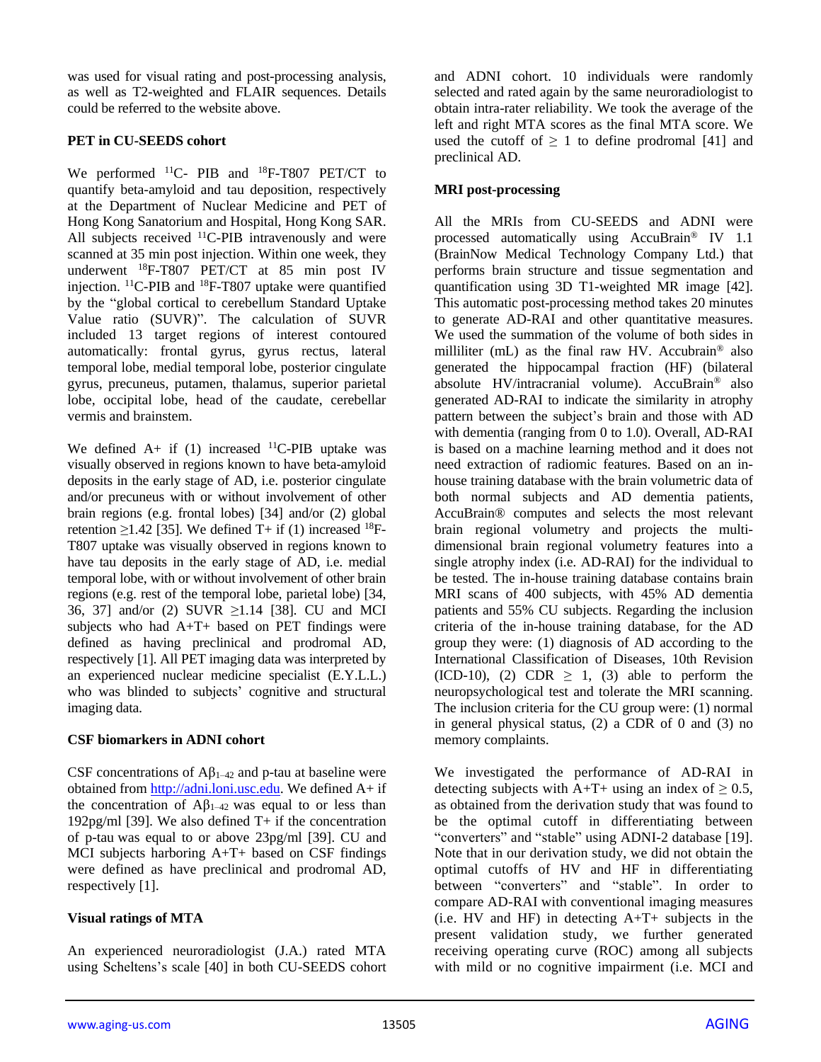was used for visual rating and post-processing analysis, as well as T2-weighted and FLAIR sequences. Details could be referred to the website above.

### PET in CU-SEEDS cohort

We performed $^{11}$C- PIB and $^{18}$F-T807 PET/CT to quantify beta-amyloid and tau deposition, respectively at the Department of Nuclear Medicine and PET of Hong Kong Sanatorium and Hospital, Hong Kong SAR. All subjects received $^{11}$C-PIB intravenously and were scanned at 35 min post injection. Within one week, they underwent $^{18}$F-T807 PET/CT at 85 min post IV injection. $^{11}$C-PIB and $^{18}$F-T807 uptake were quantified by the "global cortical to cerebellum Standard Uptake Value ratio (SUVR)". The calculation of SUVR included 13 target regions of interest contoured automatically: frontal gyrus, gyrus rectus, lateral temporal lobe, medial temporal lobe, posterior cingulate gyrus, precuneus, putamen, thalamus, superior parietal lobe, occipital lobe, head of the caudate, cerebellar vermis and brainstem.

We defined A+ if (1) increased $^{11}$C-PIB uptake was visually observed in regions known to have beta-amyloid deposits in the early stage of AD, i.e. posterior cingulate and/or precuneus with or without involvement of other brain regions (e.g. frontal lobes) [34] and/or (2) global retention ≥1.42 [35]. We defined T+ if (1) increased $^{18}$F-T807 uptake was visually observed in regions known to have tau deposits in the early stage of AD, i.e. medial temporal lobe, with or without involvement of other brain regions (e.g. rest of the temporal lobe, parietal lobe) [34, 36, 37] and/or (2) SUVR ≥1.14 [38]. CU and MCI subjects who had A+T+ based on PET findings were defined as having preclinical and prodromal AD, respectively [1]. All PET imaging data was interpreted by an experienced nuclear medicine specialist (E.Y.L.L.) who was blinded to subjects' cognitive and structural imaging data.

### CSF biomarkers in ADNI cohort

CSF concentrations of $A\beta_{1-42}$ and p-tau at baseline were obtained from http://adni.loni.usc.edu. We defined A+ if the concentration of $A\beta_{1-42}$ was equal to or less than 192pg/ml [39]. We also defined T+ if the concentration of p-tau was equal to or above 23pg/ml [39]. CU and MCI subjects harboring A+T+ based on CSF findings were defined as have preclinical and prodromal AD, respectively [1].

### Visual ratings of MTA

An experienced neuroradiologist (J.A.) rated MTA using Scheltens's scale [40] in both CU-SEEDS cohort and ADNI cohort. 10 individuals were randomly selected and rated again by the same neuroradiologist to obtain intra-rater reliability. We took the average of the left and right MTA scores as the final MTA score. We used the cutoff of ≥ 1 to define prodromal [41] and preclinical AD.

### MRI post-processing

All the MRIs from CU-SEEDS and ADNI were processed automatically using AccuBrain® IV 1.1 (BrainNow Medical Technology Company Ltd.) that performs brain structure and tissue segmentation and quantification using 3D T1-weighted MR image [42]. This automatic post-processing method takes 20 minutes to generate AD-RAI and other quantitative measures. We used the summation of the volume of both sides in milliliter (mL) as the final raw HV. Accubrain® also generated the hippocampal fraction (HF) (bilateral absolute HV/intracranial volume). AccuBrain® also generated AD-RAI to indicate the similarity in atrophy pattern between the subject's brain and those with AD with dementia (ranging from 0 to 1.0). Overall, AD-RAI is based on a machine learning method and it does not need extraction of radiomic features. Based on an in-house training database with the brain volumetric data of both normal subjects and AD dementia patients, AccuBrain® computes and selects the most relevant brain regional volumetry and projects the multi-dimensional brain regional volumetry features into a single atrophy index (i.e. AD-RAI) for the individual to be tested. The in-house training database contains brain MRI scans of 400 subjects, with 45% AD dementia patients and 55% CU subjects. Regarding the inclusion criteria of the in-house training database, for the AD group they were: (1) diagnosis of AD according to the International Classification of Diseases, 10th Revision (ICD-10), (2) CDR ≥ 1, (3) able to perform the neuropsychological test and tolerate the MRI scanning. The inclusion criteria for the CU group were: (1) normal in general physical status, (2) a CDR of 0 and (3) no memory complaints.

We investigated the performance of AD-RAI in detecting subjects with A+T+ using an index of ≥ 0.5, as obtained from the derivation study that was found to be the optimal cutoff in differentiating between "converters" and "stable" using ADNI-2 database [19]. Note that in our derivation study, we did not obtain the optimal cutoffs of HV and HF in differentiating between "converters" and "stable". In order to compare AD-RAI with conventional imaging measures (i.e. HV and HF) in detecting A+T+ subjects in the present validation study, we further generated receiving operating curve (ROC) among all subjects with mild or no cognitive impairment (i.e. MCI and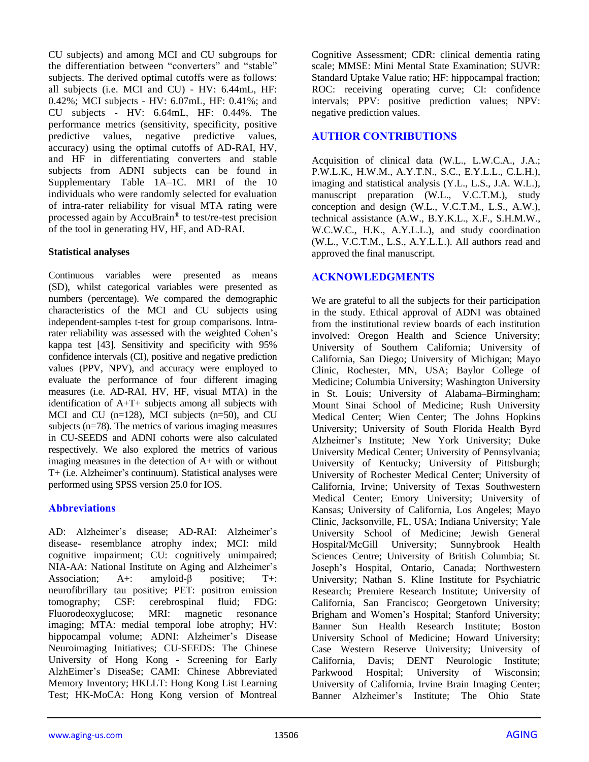CU subjects) and among MCI and CU subgroups for the differentiation between "converters" and "stable" subjects. The derived optimal cutoffs were as follows: all subjects (i.e. MCI and CU) - HV: 6.44mL, HF: 0.42%; MCI subjects - HV: 6.07mL, HF: 0.41%; and CU subjects - HV: 6.64mL, HF: 0.44%. The performance metrics (sensitivity, specificity, positive predictive values, negative predictive values, accuracy) using the optimal cutoffs of AD-RAI, HV, and HF in differentiating converters and stable subjects from ADNI subjects can be found in Supplementary Table 1A–1C. MRI of the 10 individuals who were randomly selected for evaluation of intra-rater reliability for visual MTA rating were processed again by AccuBrain® to test/re-test precision of the tool in generating HV, HF, and AD-RAI.

#### Statistical analyses

Continuous variables were presented as means (SD), whilst categorical variables were presented as numbers (percentage). We compared the demographic characteristics of the MCI and CU subjects using independent-samples t-test for group comparisons. Intra-rater reliability was assessed with the weighted Cohen's kappa test [43]. Sensitivity and specificity with 95% confidence intervals (CI), positive and negative prediction values (PPV, NPV), and accuracy were employed to evaluate the performance of four different imaging measures (i.e. AD-RAI, HV, HF, visual MTA) in the identification of A+T+ subjects among all subjects with MCI and CU (n=128), MCI subjects (n=50), and CU subjects (n=78). The metrics of various imaging measures in CU-SEEDS and ADNI cohorts were also calculated respectively. We also explored the metrics of various imaging measures in the detection of A+ with or without T+ (i.e. Alzheimer's continuum). Statistical analyses were performed using SPSS version 25.0 for IOS.

### Abbreviations

AD: Alzheimer's disease; AD-RAI: Alzheimer's disease- resemblance atrophy index; MCI: mild cognitive impairment; CU: cognitively unimpaired; NIA-AA: National Institute on Aging and Alzheimer's Association; A+: amyloid-β positive; T+: neurofibrillary tau positive; PET: positron emission tomography; CSF: cerebrospinal fluid; FDG: Fluorodeoxyglucose; MRI: magnetic resonance imaging; MTA: medial temporal lobe atrophy; HV: hippocampal volume; ADNI: Alzheimer's Disease Neuroimaging Initiatives; CU-SEEDS: The Chinese University of Hong Kong - Screening for Early AlzhEimer's DiseaSe; CAMI: Chinese Abbreviated Memory Inventory; HKLLT: Hong Kong List Learning Test; HK-MoCA: Hong Kong version of Montreal Cognitive Assessment; CDR: clinical dementia rating scale; MMSE: Mini Mental State Examination; SUVR: Standard Uptake Value ratio; HF: hippocampal fraction; ROC: receiving operating curve; CI: confidence intervals; PPV: positive prediction values; NPV: negative prediction values.

## AUTHOR CONTRIBUTIONS

Acquisition of clinical data (W.L., L.W.C.A., J.A.; P.W.L.K., H.W.M., A.Y.T.N., S.C., E.Y.L.L., C.L.H.), imaging and statistical analysis (Y.L., L.S., J.A. W.L.), manuscript preparation (W.L., V.C.T.M.), study conception and design (W.L., V.C.T.M., L.S., A.W.), technical assistance (A.W., B.Y.K.L., X.F., S.H.M.W., W.C.W.C., H.K., A.Y.L.L.), and study coordination (W.L., V.C.T.M., L.S., A.Y.L.L.). All authors read and approved the final manuscript.

## ACKNOWLEDGMENTS

We are grateful to all the subjects for their participation in the study. Ethical approval of ADNI was obtained from the institutional review boards of each institution involved: Oregon Health and Science University; University of Southern California; University of California, San Diego; University of Michigan; Mayo Clinic, Rochester, MN, USA; Baylor College of Medicine; Columbia University; Washington University in St. Louis; University of Alabama–Birmingham; Mount Sinai School of Medicine; Rush University Medical Center; Wien Center; The Johns Hopkins University; University of South Florida Health Byrd Alzheimer's Institute; New York University; Duke University Medical Center; University of Pennsylvania; University of Kentucky; University of Pittsburgh; University of Rochester Medical Center; University of California, Irvine; University of Texas Southwestern Medical Center; Emory University; University of Kansas; University of California, Los Angeles; Mayo Clinic, Jacksonville, FL, USA; Indiana University; Yale University School of Medicine; Jewish General Hospital/McGill University; Sunnybrook Health Sciences Centre; University of British Columbia; St. Joseph's Hospital, Ontario, Canada; Northwestern University; Nathan S. Kline Institute for Psychiatric Research; Premiere Research Institute; University of California, San Francisco; Georgetown University; Brigham and Women's Hospital; Stanford University; Banner Sun Health Research Institute; Boston University School of Medicine; Howard University; Case Western Reserve University; University of California, Davis; DENT Neurologic Institute; Parkwood Hospital; University of Wisconsin; University of California, Irvine Brain Imaging Center; Banner Alzheimer's Institute; The Ohio State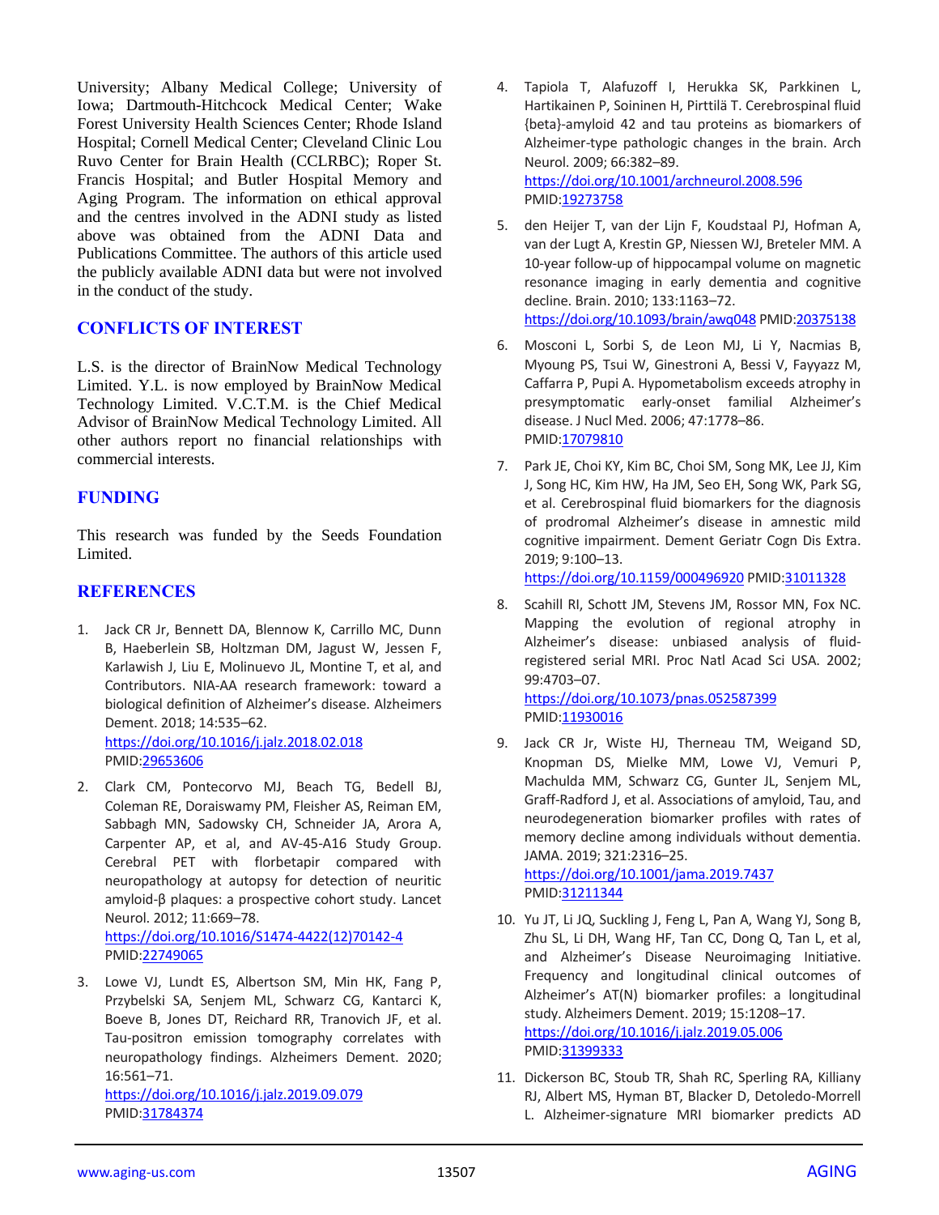University; Albany Medical College; University of Iowa; Dartmouth-Hitchcock Medical Center; Wake Forest University Health Sciences Center; Rhode Island Hospital; Cornell Medical Center; Cleveland Clinic Lou Ruvo Center for Brain Health (CCLRBC); Roper St. Francis Hospital; and Butler Hospital Memory and Aging Program. The information on ethical approval and the centres involved in the ADNI study as listed above was obtained from the ADNI Data and Publications Committee. The authors of this article used the publicly available ADNI data but were not involved in the conduct of the study.

## CONFLICTS OF INTEREST

L.S. is the director of BrainNow Medical Technology Limited. Y.L. is now employed by BrainNow Medical Technology Limited. V.C.T.M. is the Chief Medical Advisor of BrainNow Medical Technology Limited. All other authors report no financial relationships with commercial interests.

## FUNDING

This research was funded by the Seeds Foundation Limited.

## REFERENCES

1. Jack CR Jr, Bennett DA, Blennow K, Carrillo MC, Dunn B, Haeberlein SB, Holtzman DM, Jagust W, Jessen F, Karlawish J, Liu E, Molinuevo JL, Montine T, et al, and Contributors. NIA-AA research framework: toward a biological definition of Alzheimer's disease. Alzheimers Dement. 2018; 14:535–62. https://doi.org/10.1016/j.jalz.2018.02.018 PMID:29653606

2. Clark CM, Pontecorvo MJ, Beach TG, Bedell BJ, Coleman RE, Doraiswamy PM, Fleisher AS, Reiman EM, Sabbagh MN, Sadowsky CH, Schneider JA, Arora A, Carpenter AP, et al, and AV-45-A16 Study Group. Cerebral PET with florbetapir compared with neuropathology at autopsy for detection of neuritic amyloid-β plaques: a prospective cohort study. Lancet Neurol. 2012; 11:669–78. https://doi.org/10.1016/S1474-4422(12)70142-4 PMID:22749065

3. Lowe VJ, Lundt ES, Albertson SM, Min HK, Fang P, Przybelski SA, Senjem ML, Schwarz CG, Kantarci K, Boeve B, Jones DT, Reichard RR, Tranovich JF, et al. Tau-positron emission tomography correlates with neuropathology findings. Alzheimers Dement. 2020; 16:561–71. https://doi.org/10.1016/j.jalz.2019.09.079 PMID:31784374

4. Tapiola T, Alafuzoff I, Herukka SK, Parkkinen L, Hartikainen P, Soininen H, Pirttilä T. Cerebrospinal fluid {beta}-amyloid 42 and tau proteins as biomarkers of Alzheimer-type pathologic changes in the brain. Arch Neurol. 2009; 66:382–89. https://doi.org/10.1001/archneurol.2008.596 PMID:19273758

5. den Heijer T, van der Lijn F, Koudstaal PJ, Hofman A, van der Lugt A, Krestin GP, Niessen WJ, Breteler MM. A 10-year follow-up of hippocampal volume on magnetic resonance imaging in early dementia and cognitive decline. Brain. 2010; 133:1163–72. https://doi.org/10.1093/brain/awq048 PMID:20375138

6. Mosconi L, Sorbi S, de Leon MJ, Li Y, Nacmias B, Myoung PS, Tsui W, Ginestroni A, Bessi V, Fayyazz M, Caffarra P, Pupi A. Hypometabolism exceeds atrophy in presymptomatic early-onset familial Alzheimer's disease. J Nucl Med. 2006; 47:1778–86. PMID:17079810

7. Park JE, Choi KY, Kim BC, Choi SM, Song MK, Lee JJ, Kim J, Song HC, Kim HW, Ha JM, Seo EH, Song WK, Park SG, et al. Cerebrospinal fluid biomarkers for the diagnosis of prodromal Alzheimer's disease in amnestic mild cognitive impairment. Dement Geriatr Cogn Dis Extra. 2019; 9:100–13. https://doi.org/10.1159/000496920 PMID:31011328

8. Scahill RI, Schott JM, Stevens JM, Rossor MN, Fox NC. Mapping the evolution of regional atrophy in Alzheimer's disease: unbiased analysis of fluid-registered serial MRI. Proc Natl Acad Sci USA. 2002; 99:4703–07. https://doi.org/10.1073/pnas.052587399 PMID:11930016

9. Jack CR Jr, Wiste HJ, Therneau TM, Weigand SD, Knopman DS, Mielke MM, Lowe VJ, Vemuri P, Machulda MM, Schwarz CG, Gunter JL, Senjem ML, Graff-Radford J, et al. Associations of amyloid, Tau, and neurodegeneration biomarker profiles with rates of memory decline among individuals without dementia. JAMA. 2019; 321:2316–25. https://doi.org/10.1001/jama.2019.7437 PMID:31211344

10. Yu JT, Li JQ, Suckling J, Feng L, Pan A, Wang YJ, Song B, Zhu SL, Li DH, Wang HF, Tan CC, Dong Q, Tan L, et al, and Alzheimer's Disease Neuroimaging Initiative. Frequency and longitudinal clinical outcomes of Alzheimer's AT(N) biomarker profiles: a longitudinal study. Alzheimers Dement. 2019; 15:1208–17. https://doi.org/10.1016/j.jalz.2019.05.006 PMID:31399333

11. Dickerson BC, Stoub TR, Shah RC, Sperling RA, Killiany RJ, Albert MS, Hyman BT, Blacker D, Detoledo-Morrell L. Alzheimer-signature MRI biomarker predicts AD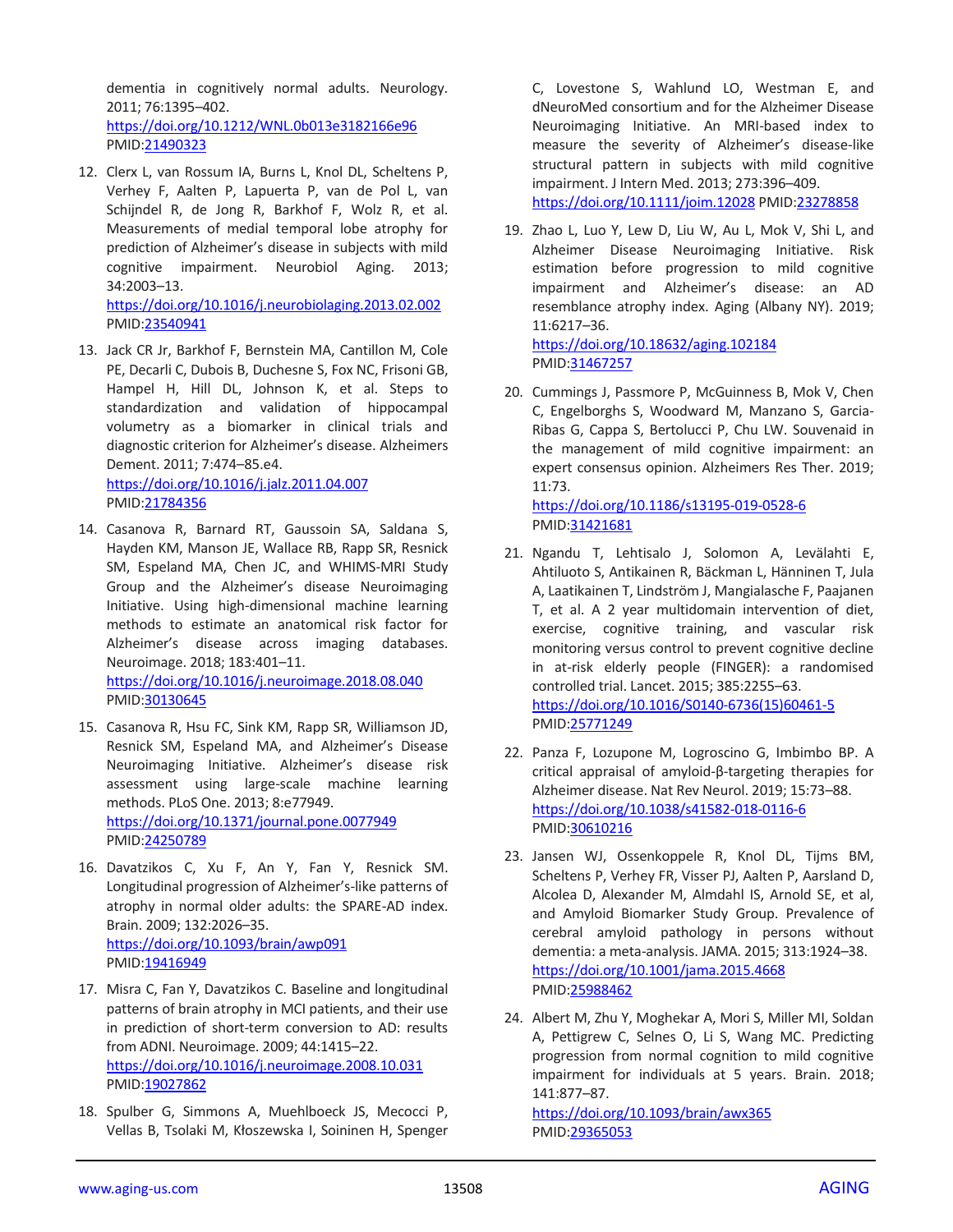dementia in cognitively normal adults. Neurology. 2011; 76:1395–402.
https://doi.org/10.1212/WNL.0b013e3182166e96
PMID:21490323

12. Clerx L, van Rossum IA, Burns L, Knol DL, Scheltens P, Verhey F, Aalten P, Lapuerta P, van de Pol L, van Schijndel R, de Jong R, Barkhof F, Wolz R, et al. Measurements of medial temporal lobe atrophy for prediction of Alzheimer's disease in subjects with mild cognitive impairment. Neurobiol Aging. 2013; 34:2003–13.
https://doi.org/10.1016/j.neurobiolaging.2013.02.002
PMID:23540941

13. Jack CR Jr, Barkhof F, Bernstein MA, Cantillon M, Cole PE, Decarli C, Dubois B, Duchesne S, Fox NC, Frisoni GB, Hampel H, Hill DL, Johnson K, et al. Steps to standardization and validation of hippocampal volumetry as a biomarker in clinical trials and diagnostic criterion for Alzheimer's disease. Alzheimers Dement. 2011; 7:474–85.e4.
https://doi.org/10.1016/j.jalz.2011.04.007
PMID:21784356

14. Casanova R, Barnard RT, Gaussoin SA, Saldana S, Hayden KM, Manson JE, Wallace RB, Rapp SR, Resnick SM, Espeland MA, Chen JC, and WHIMS-MRI Study Group and the Alzheimer's disease Neuroimaging Initiative. Using high-dimensional machine learning methods to estimate an anatomical risk factor for Alzheimer's disease across imaging databases. Neuroimage. 2018; 183:401–11.
https://doi.org/10.1016/j.neuroimage.2018.08.040
PMID:30130645

15. Casanova R, Hsu FC, Sink KM, Rapp SR, Williamson JD, Resnick SM, Espeland MA, and Alzheimer's Disease Neuroimaging Initiative. Alzheimer's disease risk assessment using large-scale machine learning methods. PLoS One. 2013; 8:e77949.
https://doi.org/10.1371/journal.pone.0077949
PMID:24250789

16. Davatzikos C, Xu F, An Y, Fan Y, Resnick SM. Longitudinal progression of Alzheimer's-like patterns of atrophy in normal older adults: the SPARE-AD index. Brain. 2009; 132:2026–35.
https://doi.org/10.1093/brain/awp091
PMID:19416949

17. Misra C, Fan Y, Davatzikos C. Baseline and longitudinal patterns of brain atrophy in MCI patients, and their use in prediction of short-term conversion to AD: results from ADNI. Neuroimage. 2009; 44:1415–22.
https://doi.org/10.1016/j.neuroimage.2008.10.031
PMID:19027862

18. Spulber G, Simmons A, Muehlboeck JS, Mecocci P, Vellas B, Tsolaki M, Kłoszewska I, Soininen H, Spenger C, Lovestone S, Wahlund LO, Westman E, and dNeuroMed consortium and for the Alzheimer Disease Neuroimaging Initiative. An MRI-based index to measure the severity of Alzheimer's disease-like structural pattern in subjects with mild cognitive impairment. J Intern Med. 2013; 273:396–409.
https://doi.org/10.1111/joim.12028 PMID:23278858

19. Zhao L, Luo Y, Lew D, Liu W, Au L, Mok V, Shi L, and Alzheimer Disease Neuroimaging Initiative. Risk estimation before progression to mild cognitive impairment and Alzheimer's disease: an AD resemblance atrophy index. Aging (Albany NY). 2019; 11:6217–36.
https://doi.org/10.18632/aging.102184
PMID:31467257

20. Cummings J, Passmore P, McGuinness B, Mok V, Chen C, Engelborghs S, Woodward M, Manzano S, Garcia-Ribas G, Cappa S, Bertolucci P, Chu LW. Souvenaid in the management of mild cognitive impairment: an expert consensus opinion. Alzheimers Res Ther. 2019; 11:73.
https://doi.org/10.1186/s13195-019-0528-6
PMID:31421681

21. Ngandu T, Lehtisalo J, Solomon A, Levälahti E, Ahtiluoto S, Antikainen R, Bäckman L, Hänninen T, Jula A, Laatikainen T, Lindström J, Mangialasche F, Paajanen T, et al. A 2 year multidomain intervention of diet, exercise, cognitive training, and vascular risk monitoring versus control to prevent cognitive decline in at-risk elderly people (FINGER): a randomised controlled trial. Lancet. 2015; 385:2255–63.
https://doi.org/10.1016/S0140-6736(15)60461-5
PMID:25771249

22. Panza F, Lozupone M, Logroscino G, Imbimbo BP. A critical appraisal of amyloid-β-targeting therapies for Alzheimer disease. Nat Rev Neurol. 2019; 15:73–88.
https://doi.org/10.1038/s41582-018-0116-6
PMID:30610216

23. Jansen WJ, Ossenkoppele R, Knol DL, Tijms BM, Scheltens P, Verhey FR, Visser PJ, Aalten P, Aarsland D, Alcolea D, Alexander M, Almdahl IS, Arnold SE, et al, and Amyloid Biomarker Study Group. Prevalence of cerebral amyloid pathology in persons without dementia: a meta-analysis. JAMA. 2015; 313:1924–38.
https://doi.org/10.1001/jama.2015.4668
PMID:25988462

24. Albert M, Zhu Y, Moghekar A, Mori S, Miller MI, Soldan A, Pettigrew C, Selnes O, Li S, Wang MC. Predicting progression from normal cognition to mild cognitive impairment for individuals at 5 years. Brain. 2018; 141:877–87.
https://doi.org/10.1093/brain/awx365
PMID:29365053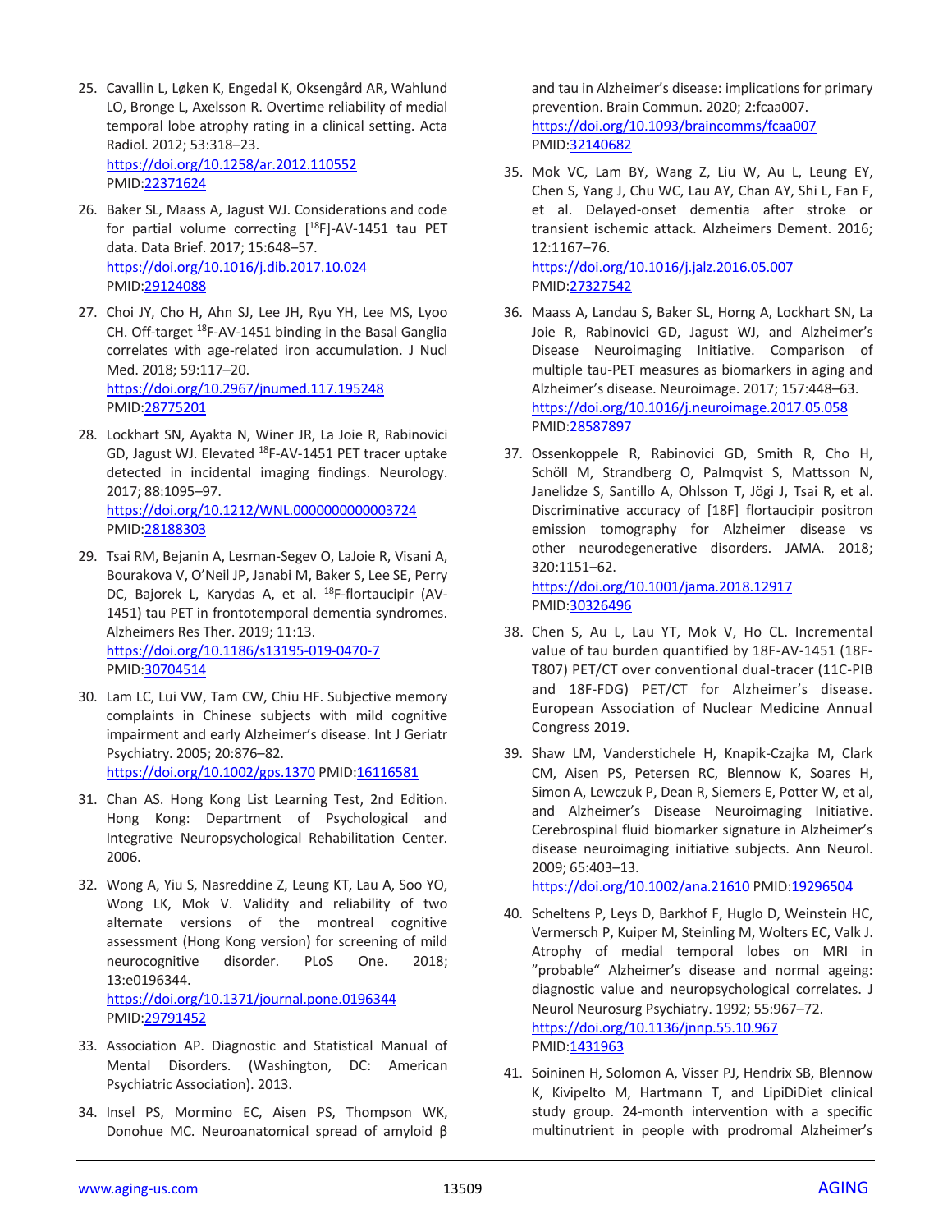25. Cavallin L, Løken K, Engedal K, Oksengård AR, Wahlund LO, Bronge L, Axelsson R. Overtime reliability of medial temporal lobe atrophy rating in a clinical setting. Acta Radiol. 2012; 53:318–23. https://doi.org/10.1258/ar.2012.110552 PMID:22371624

26. Baker SL, Maass A, Jagust WJ. Considerations and code for partial volume correcting [18F]-AV-1451 tau PET data. Data Brief. 2017; 15:648–57. https://doi.org/10.1016/j.dib.2017.10.024 PMID:29124088

27. Choi JY, Cho H, Ahn SJ, Lee JH, Ryu YH, Lee MS, Lyoo CH. Off-target 18F-AV-1451 binding in the Basal Ganglia correlates with age-related iron accumulation. J Nucl Med. 2018; 59:117–20. https://doi.org/10.2967/jnumed.117.195248 PMID:28775201

28. Lockhart SN, Ayakta N, Winer JR, La Joie R, Rabinovici GD, Jagust WJ. Elevated 18F-AV-1451 PET tracer uptake detected in incidental imaging findings. Neurology. 2017; 88:1095–97. https://doi.org/10.1212/WNL.0000000000003724 PMID:28188303

29. Tsai RM, Bejanin A, Lesman-Segev O, LaJoie R, Visani A, Bourakova V, O'Neil JP, Janabi M, Baker S, Lee SE, Perry DC, Bajorek L, Karydas A, et al. 18F-flortaucipir (AV-1451) tau PET in frontotemporal dementia syndromes. Alzheimers Res Ther. 2019; 11:13. https://doi.org/10.1186/s13195-019-0470-7 PMID:30704514

30. Lam LC, Lui VW, Tam CW, Chiu HF. Subjective memory complaints in Chinese subjects with mild cognitive impairment and early Alzheimer's disease. Int J Geriatr Psychiatry. 2005; 20:876–82. https://doi.org/10.1002/gps.1370 PMID:16116581

31. Chan AS. Hong Kong List Learning Test, 2nd Edition. Hong Kong: Department of Psychological and Integrative Neuropsychological Rehabilitation Center. 2006.

32. Wong A, Yiu S, Nasreddine Z, Leung KT, Lau A, Soo YO, Wong LK, Mok V. Validity and reliability of two alternate versions of the montreal cognitive assessment (Hong Kong version) for screening of mild neurocognitive disorder. PLoS One. 2018; 13:e0196344. https://doi.org/10.1371/journal.pone.0196344 PMID:29791452

33. Association AP. Diagnostic and Statistical Manual of Mental Disorders. (Washington, DC: American Psychiatric Association). 2013.

34. Insel PS, Mormino EC, Aisen PS, Thompson WK, Donohue MC. Neuroanatomical spread of amyloid β and tau in Alzheimer's disease: implications for primary prevention. Brain Commun. 2020; 2:fcaa007. https://doi.org/10.1093/braincomms/fcaa007 PMID:32140682

35. Mok VC, Lam BY, Wang Z, Liu W, Au L, Leung EY, Chen S, Yang J, Chu WC, Lau AY, Chan AY, Shi L, Fan F, et al. Delayed-onset dementia after stroke or transient ischemic attack. Alzheimers Dement. 2016; 12:1167–76. https://doi.org/10.1016/j.jalz.2016.05.007 PMID:27327542

36. Maass A, Landau S, Baker SL, Horng A, Lockhart SN, La Joie R, Rabinovici GD, Jagust WJ, and Alzheimer's Disease Neuroimaging Initiative. Comparison of multiple tau-PET measures as biomarkers in aging and Alzheimer's disease. Neuroimage. 2017; 157:448–63. https://doi.org/10.1016/j.neuroimage.2017.05.058 PMID:28587897

37. Ossenkoppele R, Rabinovici GD, Smith R, Cho H, Schöll M, Strandberg O, Palmqvist S, Mattsson N, Janelidze S, Santillo A, Ohlsson T, Jögi J, Tsai R, et al. Discriminative accuracy of [18F] flortaucipir positron emission tomography for Alzheimer disease vs other neurodegenerative disorders. JAMA. 2018; 320:1151–62. https://doi.org/10.1001/jama.2018.12917 PMID:30326496

38. Chen S, Au L, Lau YT, Mok V, Ho CL. Incremental value of tau burden quantified by 18F-AV-1451 (18F-T807) PET/CT over conventional dual-tracer (11C-PIB and 18F-FDG) PET/CT for Alzheimer's disease. European Association of Nuclear Medicine Annual Congress 2019.

39. Shaw LM, Vanderstichele H, Knapik-Czajka M, Clark CM, Aisen PS, Petersen RC, Blennow K, Soares H, Simon A, Lewczuk P, Dean R, Siemers E, Potter W, et al, and Alzheimer's Disease Neuroimaging Initiative. Cerebrospinal fluid biomarker signature in Alzheimer's disease neuroimaging initiative subjects. Ann Neurol. 2009; 65:403–13. https://doi.org/10.1002/ana.21610 PMID:19296504

40. Scheltens P, Leys D, Barkhof F, Huglo D, Weinstein HC, Vermersch P, Kuiper M, Steinling M, Wolters EC, Valk J. Atrophy of medial temporal lobes on MRI in "probable" Alzheimer's disease and normal ageing: diagnostic value and neuropsychological correlates. J Neurol Neurosurg Psychiatry. 1992; 55:967–72. https://doi.org/10.1136/jnnp.55.10.967 PMID:1431963

41. Soininen H, Solomon A, Visser PJ, Hendrix SB, Blennow K, Kivipelto M, Hartmann T, and LipiDiDiet clinical study group. 24-month intervention with a specific multinutrient in people with prodromal Alzheimer's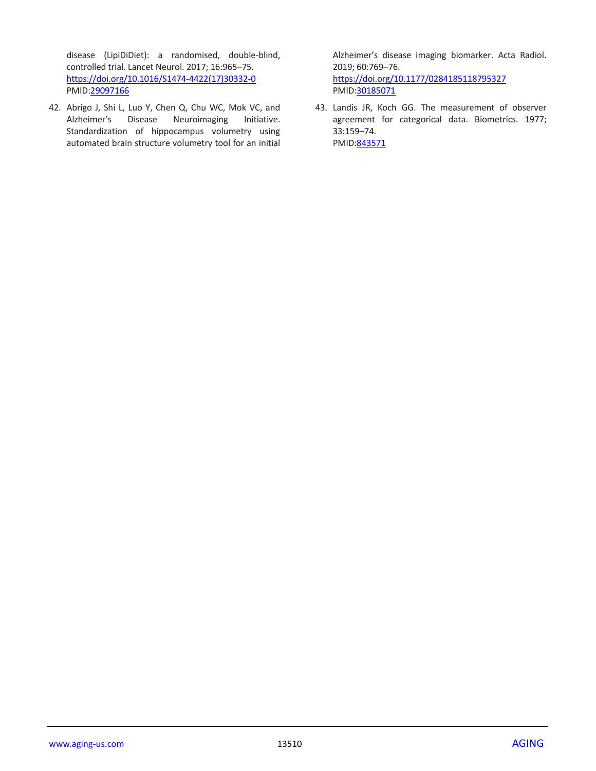disease (LipiDiDiet): a randomised, double-blind, controlled trial. Lancet Neurol. 2017; 16:965–75. https://doi.org/10.1016/S1474-4422(17)30332-0 PMID:29097166

42. Abrigo J, Shi L, Luo Y, Chen Q, Chu WC, Mok VC, and Alzheimer's Disease Neuroimaging Initiative. Standardization of hippocampus volumetry using automated brain structure volumetry tool for an initial Alzheimer's disease imaging biomarker. Acta Radiol. 2019; 60:769–76. https://doi.org/10.1177/0284185118795327 PMID:30185071

43. Landis JR, Koch GG. The measurement of observer agreement for categorical data. Biometrics. 1977; 33:159–74. PMID:843571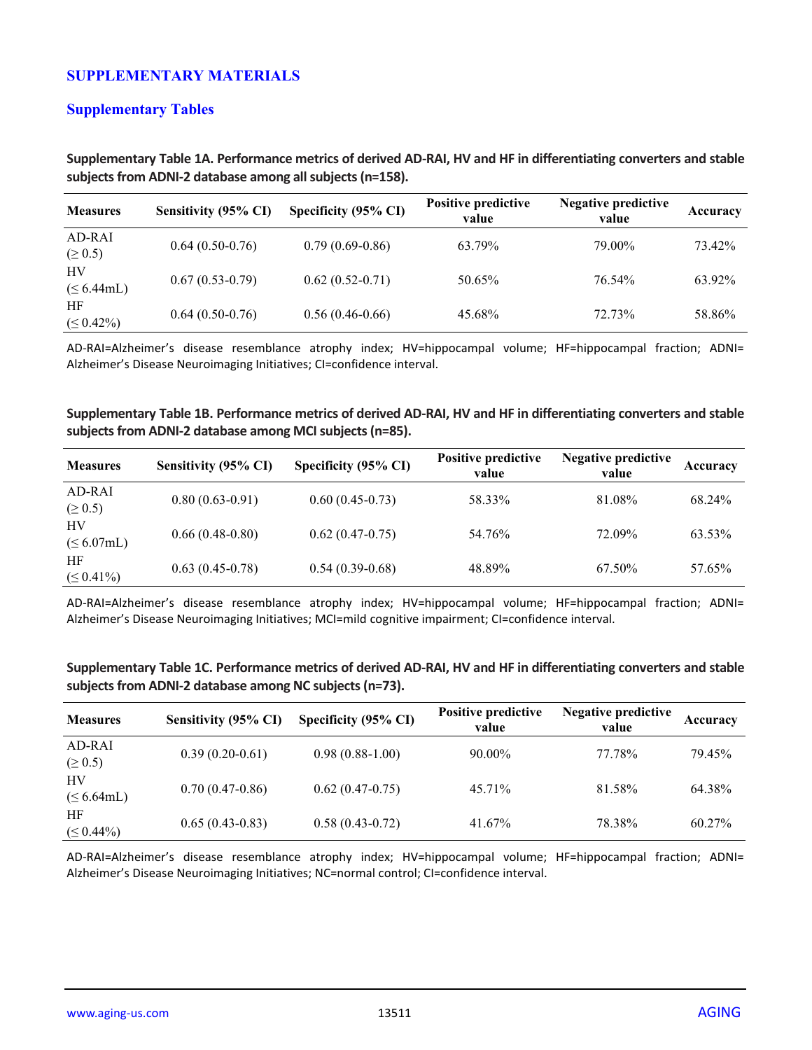## SUPPLEMENTARY MATERIALS

### Supplementary Tables

**Supplementary Table 1A. Performance metrics of derived AD-RAI, HV and HF in differentiating converters and stable subjects from ADNI-2 database among all subjects (n=158).**

| Measures | Sensitivity (95% CI) | Specificity (95% CI) | Positive predictive value | Negative predictive value | Accuracy |
|---|---|---|---|---|---|
| AD-RAI (≥ 0.5) | 0.64 (0.50-0.76) | 0.79 (0.69-0.86) | 63.79% | 79.00% | 73.42% |
| HV (≤ 6.44mL) | 0.67 (0.53-0.79) | 0.62 (0.52-0.71) | 50.65% | 76.54% | 63.92% |
| HF (≤ 0.42%) | 0.64 (0.50-0.76) | 0.56 (0.46-0.66) | 45.68% | 72.73% | 58.86% |

AD-RAI=Alzheimer's disease resemblance atrophy index; HV=hippocampal volume; HF=hippocampal fraction; ADNI= Alzheimer's Disease Neuroimaging Initiatives; CI=confidence interval.

**Supplementary Table 1B. Performance metrics of derived AD-RAI, HV and HF in differentiating converters and stable subjects from ADNI-2 database among MCI subjects (n=85).**

| Measures | Sensitivity (95% CI) | Specificity (95% CI) | Positive predictive value | Negative predictive value | Accuracy |
|---|---|---|---|---|---|
| AD-RAI (≥ 0.5) | 0.80 (0.63-0.91) | 0.60 (0.45-0.73) | 58.33% | 81.08% | 68.24% |
| HV (≤ 6.07mL) | 0.66 (0.48-0.80) | 0.62 (0.47-0.75) | 54.76% | 72.09% | 63.53% |
| HF (≤ 0.41%) | 0.63 (0.45-0.78) | 0.54 (0.39-0.68) | 48.89% | 67.50% | 57.65% |

AD-RAI=Alzheimer's disease resemblance atrophy index; HV=hippocampal volume; HF=hippocampal fraction; ADNI= Alzheimer's Disease Neuroimaging Initiatives; MCI=mild cognitive impairment; CI=confidence interval.

**Supplementary Table 1C. Performance metrics of derived AD-RAI, HV and HF in differentiating converters and stable subjects from ADNI-2 database among NC subjects (n=73).**

| Measures | Sensitivity (95% CI) | Specificity (95% CI) | Positive predictive value | Negative predictive value | Accuracy |
|---|---|---|---|---|---|
| AD-RAI (≥ 0.5) | 0.39 (0.20-0.61) | 0.98 (0.88-1.00) | 90.00% | 77.78% | 79.45% |
| HV (≤ 6.64mL) | 0.70 (0.47-0.86) | 0.62 (0.47-0.75) | 45.71% | 81.58% | 64.38% |
| HF (≤ 0.44%) | 0.65 (0.43-0.83) | 0.58 (0.43-0.72) | 41.67% | 78.38% | 60.27% |

AD-RAI=Alzheimer's disease resemblance atrophy index; HV=hippocampal volume; HF=hippocampal fraction; ADNI= Alzheimer's Disease Neuroimaging Initiatives; NC=normal control; CI=confidence interval.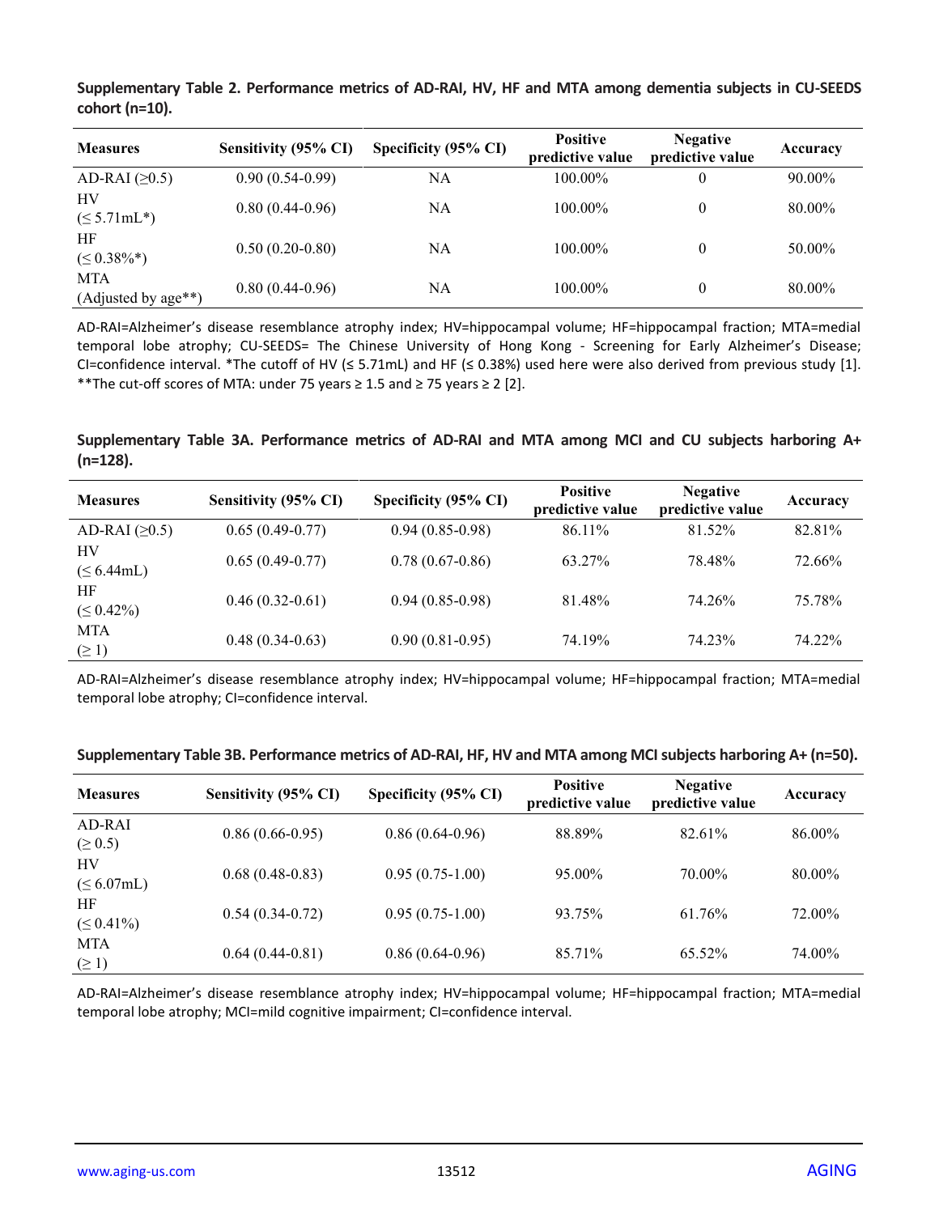**Supplementary Table 2. Performance metrics of AD-RAI, HV, HF and MTA among dementia subjects in CU-SEEDS cohort (n=10).**

| Measures | Sensitivity (95% CI) | Specificity (95% CI) | Positive predictive value | Negative predictive value | Accuracy |
|---|---|---|---|---|---|
| AD-RAI (≥0.5) | 0.90 (0.54-0.99) | NA | 100.00% | 0 | 90.00% |
| HV (≤ 5.71mL*) | 0.80 (0.44-0.96) | NA | 100.00% | 0 | 80.00% |
| HF (≤ 0.38%*) | 0.50 (0.20-0.80) | NA | 100.00% | 0 | 50.00% |
| MTA (Adjusted by age**) | 0.80 (0.44-0.96) | NA | 100.00% | 0 | 80.00% |

AD-RAI=Alzheimer's disease resemblance atrophy index; HV=hippocampal volume; HF=hippocampal fraction; MTA=medial temporal lobe atrophy; CU-SEEDS= The Chinese University of Hong Kong - Screening for Early Alzheimer's Disease; CI=confidence interval. *The cutoff of HV (≤ 5.71mL) and HF (≤ 0.38%) used here were also derived from previous study [1]. **The cut-off scores of MTA: under 75 years ≥ 1.5 and ≥ 75 years ≥ 2 [2].

**Supplementary Table 3A. Performance metrics of AD-RAI and MTA among MCI and CU subjects harboring A+ (n=128).**

| Measures | Sensitivity (95% CI) | Specificity (95% CI) | Positive predictive value | Negative predictive value | Accuracy |
|---|---|---|---|---|---|
| AD-RAI (≥0.5) | 0.65 (0.49-0.77) | 0.94 (0.85-0.98) | 86.11% | 81.52% | 82.81% |
| HV (≤ 6.44mL) | 0.65 (0.49-0.77) | 0.78 (0.67-0.86) | 63.27% | 78.48% | 72.66% |
| HF (≤ 0.42%) | 0.46 (0.32-0.61) | 0.94 (0.85-0.98) | 81.48% | 74.26% | 75.78% |
| MTA (≥ 1) | 0.48 (0.34-0.63) | 0.90 (0.81-0.95) | 74.19% | 74.23% | 74.22% |

AD-RAI=Alzheimer's disease resemblance atrophy index; HV=hippocampal volume; HF=hippocampal fraction; MTA=medial temporal lobe atrophy; CI=confidence interval.

**Supplementary Table 3B. Performance metrics of AD-RAI, HF, HV and MTA among MCI subjects harboring A+ (n=50).**

| Measures | Sensitivity (95% CI) | Specificity (95% CI) | Positive predictive value | Negative predictive value | Accuracy |
|---|---|---|---|---|---|
| AD-RAI (≥ 0.5) | 0.86 (0.66-0.95) | 0.86 (0.64-0.96) | 88.89% | 82.61% | 86.00% |
| HV (≤ 6.07mL) | 0.68 (0.48-0.83) | 0.95 (0.75-1.00) | 95.00% | 70.00% | 80.00% |
| HF (≤ 0.41%) | 0.54 (0.34-0.72) | 0.95 (0.75-1.00) | 93.75% | 61.76% | 72.00% |
| MTA (≥ 1) | 0.64 (0.44-0.81) | 0.86 (0.64-0.96) | 85.71% | 65.52% | 74.00% |

AD-RAI=Alzheimer's disease resemblance atrophy index; HV=hippocampal volume; HF=hippocampal fraction; MTA=medial temporal lobe atrophy; MCI=mild cognitive impairment; CI=confidence interval.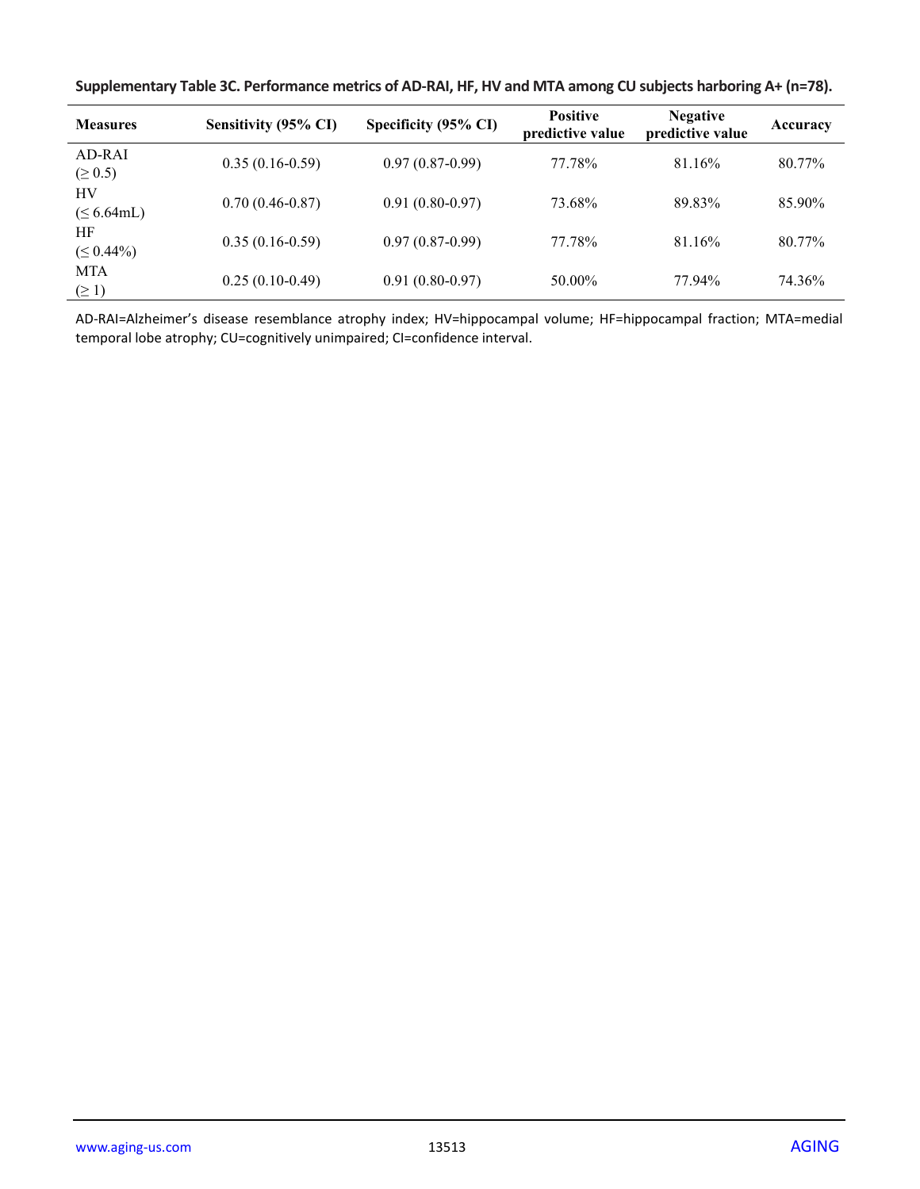**Supplementary Table 3C. Performance metrics of AD-RAI, HF, HV and MTA among CU subjects harboring A+ (n=78).**

| Measures | Sensitivity (95% CI) | Specificity (95% CI) | Positive predictive value | Negative predictive value | Accuracy |
|---|---|---|---|---|---|
| AD-RAI (≥ 0.5) | 0.35 (0.16-0.59) | 0.97 (0.87-0.99) | 77.78% | 81.16% | 80.77% |
| HV (≤ 6.64mL) | 0.70 (0.46-0.87) | 0.91 (0.80-0.97) | 73.68% | 89.83% | 85.90% |
| HF (≤ 0.44%) | 0.35 (0.16-0.59) | 0.97 (0.87-0.99) | 77.78% | 81.16% | 80.77% |
| MTA (≥ 1) | 0.25 (0.10-0.49) | 0.91 (0.80-0.97) | 50.00% | 77.94% | 74.36% |

AD-RAI=Alzheimer's disease resemblance atrophy index; HV=hippocampal volume; HF=hippocampal fraction; MTA=medial temporal lobe atrophy; CU=cognitively unimpaired; CI=confidence interval.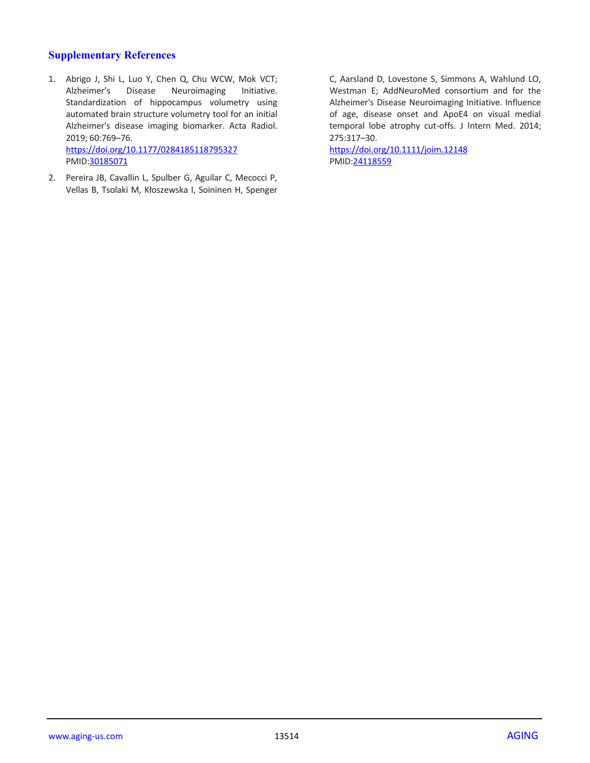## Supplementary References

1. Abrigo J, Shi L, Luo Y, Chen Q, Chu WCW, Mok VCT; Alzheimer's Disease Neuroimaging Initiative. Standardization of hippocampus volumetry using automated brain structure volumetry tool for an initial Alzheimer's disease imaging biomarker. Acta Radiol. 2019; 60:769–76.
   https://doi.org/10.1177/0284185118795327
   PMID:30185071

2. Pereira JB, Cavallin L, Spulber G, Aguilar C, Mecocci P, Vellas B, Tsolaki M, Kłoszewska I, Soininen H, Spenger C, Aarsland D, Lovestone S, Simmons A, Wahlund LO, Westman E; AddNeuroMed consortium and for the Alzheimer's Disease Neuroimaging Initiative. Influence of age, disease onset and ApoE4 on visual medial temporal lobe atrophy cut-offs. J Intern Med. 2014; 275:317–30.
   https://doi.org/10.1111/joim.12148
   PMID:24118559